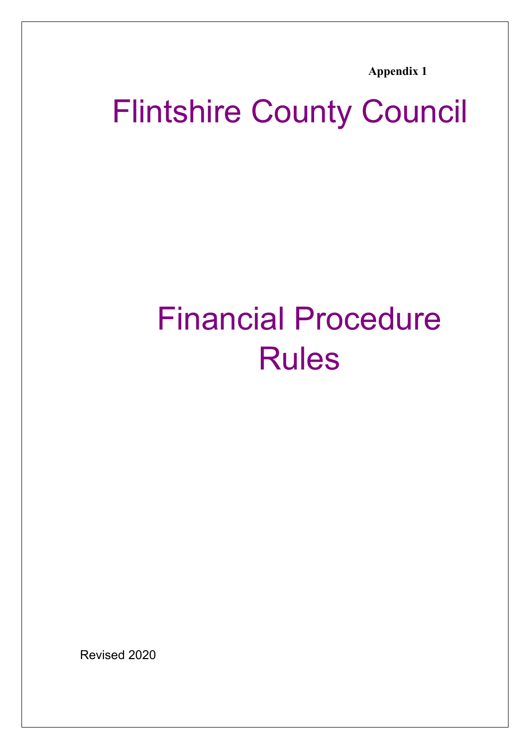**Appendix 1**

# Flintshire County Council

# Financial Procedure Rules

Revised 2020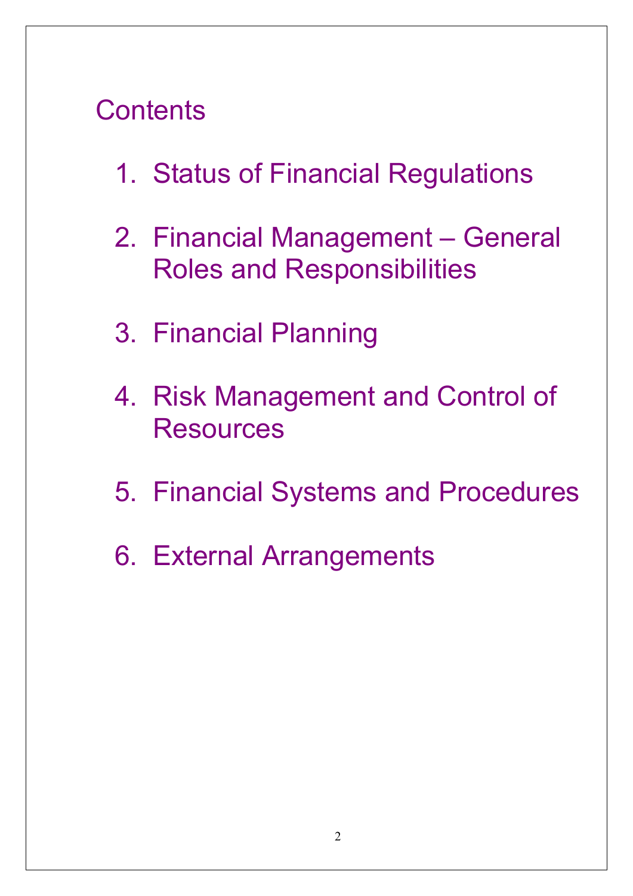# Contents

1. Status of Financial Regulations
2. Financial Management – General Roles and Responsibilities
3. Financial Planning
4. Risk Management and Control of Resources
5. Financial Systems and Procedures
6. External Arrangements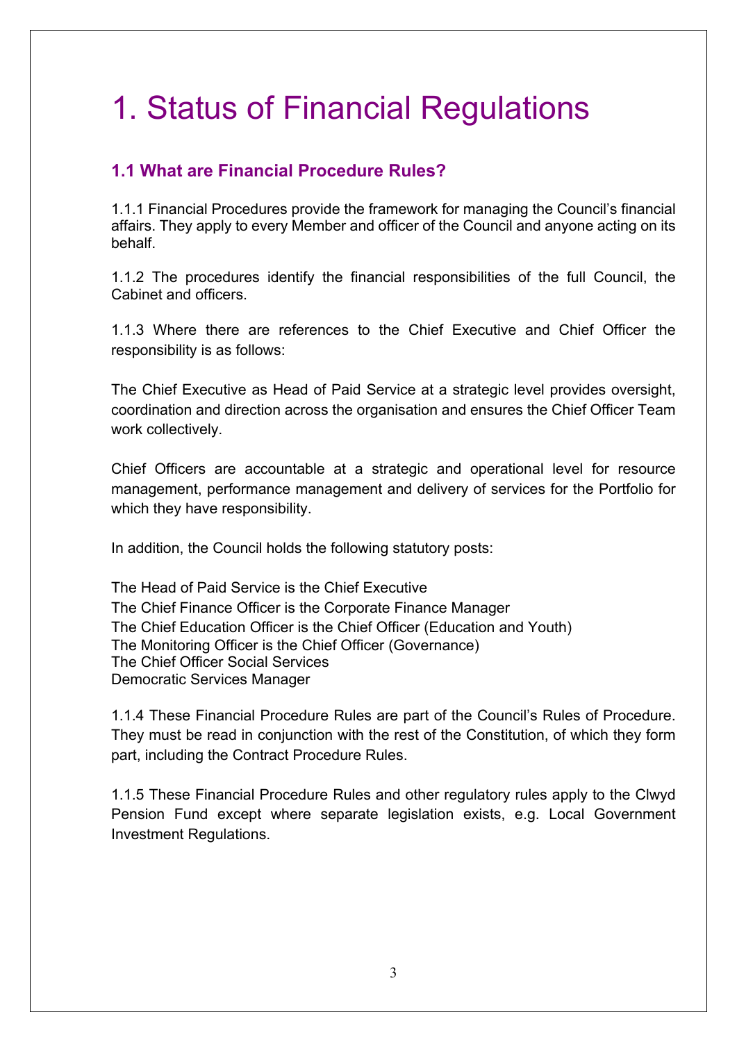# 1. Status of Financial Regulations

## 1.1 What are Financial Procedure Rules?

1.1.1 Financial Procedures provide the framework for managing the Council's financial affairs. They apply to every Member and officer of the Council and anyone acting on its behalf.

1.1.2 The procedures identify the financial responsibilities of the full Council, the Cabinet and officers.

1.1.3 Where there are references to the Chief Executive and Chief Officer the responsibility is as follows:

The Chief Executive as Head of Paid Service at a strategic level provides oversight, coordination and direction across the organisation and ensures the Chief Officer Team work collectively.

Chief Officers are accountable at a strategic and operational level for resource management, performance management and delivery of services for the Portfolio for which they have responsibility.

In addition, the Council holds the following statutory posts:

The Head of Paid Service is the Chief Executive
The Chief Finance Officer is the Corporate Finance Manager
The Chief Education Officer is the Chief Officer (Education and Youth)
The Monitoring Officer is the Chief Officer (Governance)
The Chief Officer Social Services
Democratic Services Manager

1.1.4 These Financial Procedure Rules are part of the Council's Rules of Procedure. They must be read in conjunction with the rest of the Constitution, of which they form part, including the Contract Procedure Rules.

1.1.5 These Financial Procedure Rules and other regulatory rules apply to the Clwyd Pension Fund except where separate legislation exists, e.g. Local Government Investment Regulations.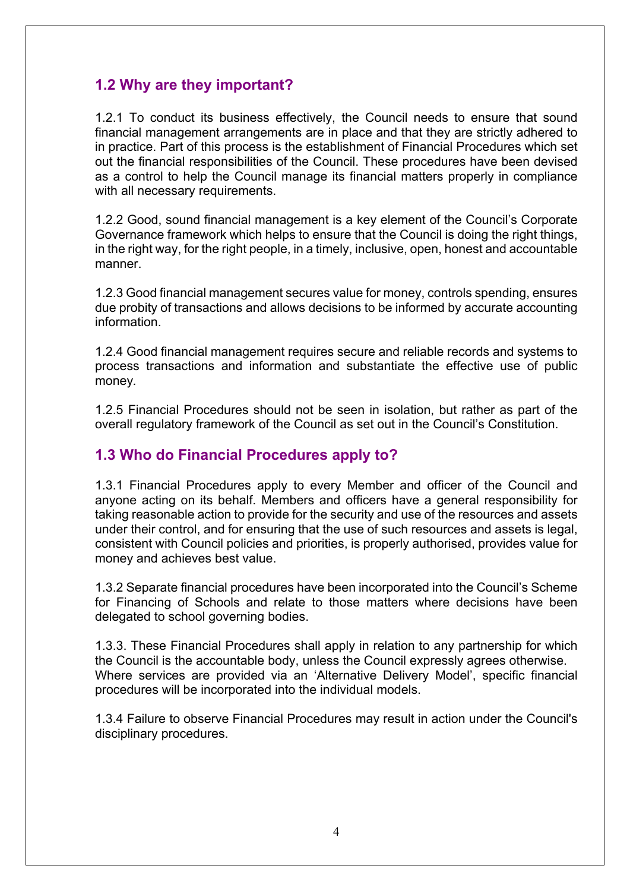## 1.2 Why are they important?

1.2.1 To conduct its business effectively, the Council needs to ensure that sound financial management arrangements are in place and that they are strictly adhered to in practice. Part of this process is the establishment of Financial Procedures which set out the financial responsibilities of the Council. These procedures have been devised as a control to help the Council manage its financial matters properly in compliance with all necessary requirements.

1.2.2 Good, sound financial management is a key element of the Council's Corporate Governance framework which helps to ensure that the Council is doing the right things, in the right way, for the right people, in a timely, inclusive, open, honest and accountable manner.

1.2.3 Good financial management secures value for money, controls spending, ensures due probity of transactions and allows decisions to be informed by accurate accounting information.

1.2.4 Good financial management requires secure and reliable records and systems to process transactions and information and substantiate the effective use of public money.

1.2.5 Financial Procedures should not be seen in isolation, but rather as part of the overall regulatory framework of the Council as set out in the Council's Constitution.

## 1.3 Who do Financial Procedures apply to?

1.3.1 Financial Procedures apply to every Member and officer of the Council and anyone acting on its behalf. Members and officers have a general responsibility for taking reasonable action to provide for the security and use of the resources and assets under their control, and for ensuring that the use of such resources and assets is legal, consistent with Council policies and priorities, is properly authorised, provides value for money and achieves best value.

1.3.2 Separate financial procedures have been incorporated into the Council's Scheme for Financing of Schools and relate to those matters where decisions have been delegated to school governing bodies.

1.3.3. These Financial Procedures shall apply in relation to any partnership for which the Council is the accountable body, unless the Council expressly agrees otherwise. Where services are provided via an 'Alternative Delivery Model', specific financial procedures will be incorporated into the individual models.

1.3.4 Failure to observe Financial Procedures may result in action under the Council's disciplinary procedures.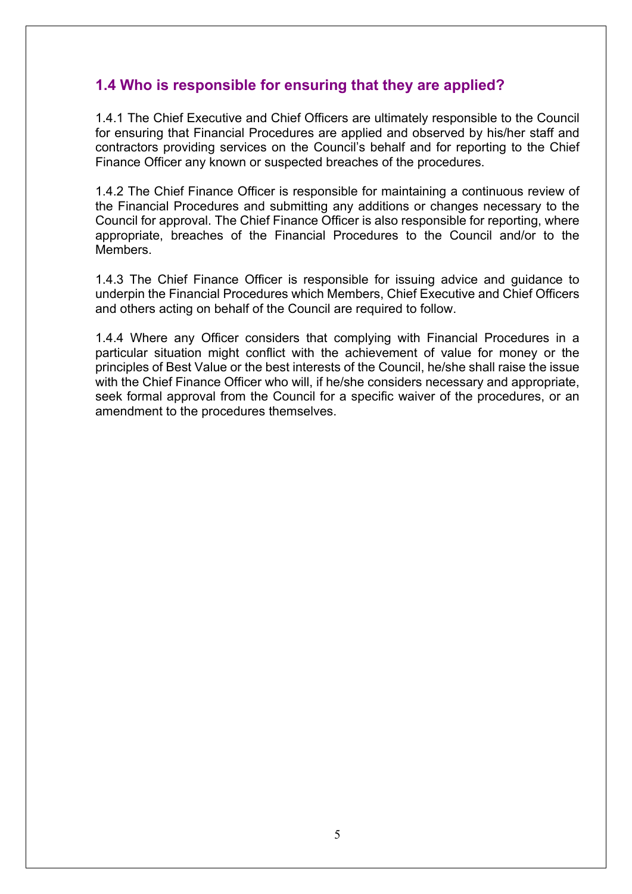## 1.4 Who is responsible for ensuring that they are applied?

1.4.1 The Chief Executive and Chief Officers are ultimately responsible to the Council for ensuring that Financial Procedures are applied and observed by his/her staff and contractors providing services on the Council's behalf and for reporting to the Chief Finance Officer any known or suspected breaches of the procedures.

1.4.2 The Chief Finance Officer is responsible for maintaining a continuous review of the Financial Procedures and submitting any additions or changes necessary to the Council for approval. The Chief Finance Officer is also responsible for reporting, where appropriate, breaches of the Financial Procedures to the Council and/or to the Members.

1.4.3 The Chief Finance Officer is responsible for issuing advice and guidance to underpin the Financial Procedures which Members, Chief Executive and Chief Officers and others acting on behalf of the Council are required to follow.

1.4.4 Where any Officer considers that complying with Financial Procedures in a particular situation might conflict with the achievement of value for money or the principles of Best Value or the best interests of the Council, he/she shall raise the issue with the Chief Finance Officer who will, if he/she considers necessary and appropriate, seek formal approval from the Council for a specific waiver of the procedures, or an amendment to the procedures themselves.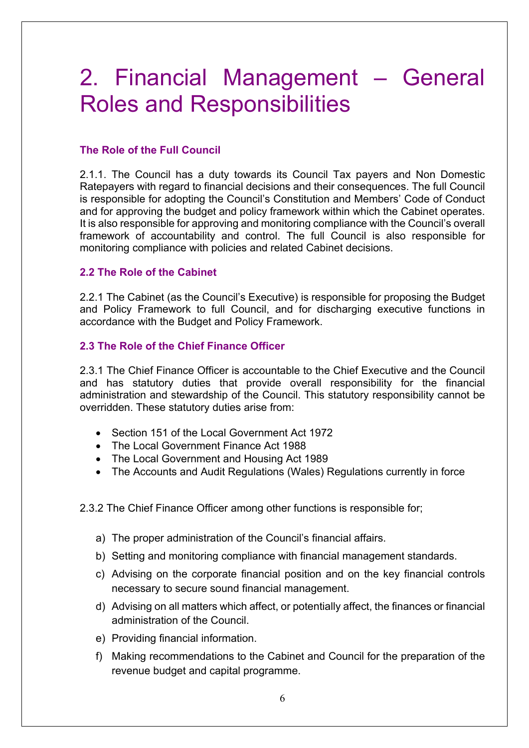# 2. Financial Management – General Roles and Responsibilities

### The Role of the Full Council

2.1.1. The Council has a duty towards its Council Tax payers and Non Domestic Ratepayers with regard to financial decisions and their consequences. The full Council is responsible for adopting the Council's Constitution and Members' Code of Conduct and for approving the budget and policy framework within which the Cabinet operates. It is also responsible for approving and monitoring compliance with the Council's overall framework of accountability and control. The full Council is also responsible for monitoring compliance with policies and related Cabinet decisions.

### 2.2 The Role of the Cabinet

2.2.1 The Cabinet (as the Council's Executive) is responsible for proposing the Budget and Policy Framework to full Council, and for discharging executive functions in accordance with the Budget and Policy Framework.

### 2.3 The Role of the Chief Finance Officer

2.3.1 The Chief Finance Officer is accountable to the Chief Executive and the Council and has statutory duties that provide overall responsibility for the financial administration and stewardship of the Council. This statutory responsibility cannot be overridden. These statutory duties arise from:

- Section 151 of the Local Government Act 1972
- The Local Government Finance Act 1988
- The Local Government and Housing Act 1989
- The Accounts and Audit Regulations (Wales) Regulations currently in force

2.3.2 The Chief Finance Officer among other functions is responsible for;

a) The proper administration of the Council's financial affairs.

b) Setting and monitoring compliance with financial management standards.

c) Advising on the corporate financial position and on the key financial controls necessary to secure sound financial management.

d) Advising on all matters which affect, or potentially affect, the finances or financial administration of the Council.

e) Providing financial information.

f) Making recommendations to the Cabinet and Council for the preparation of the revenue budget and capital programme.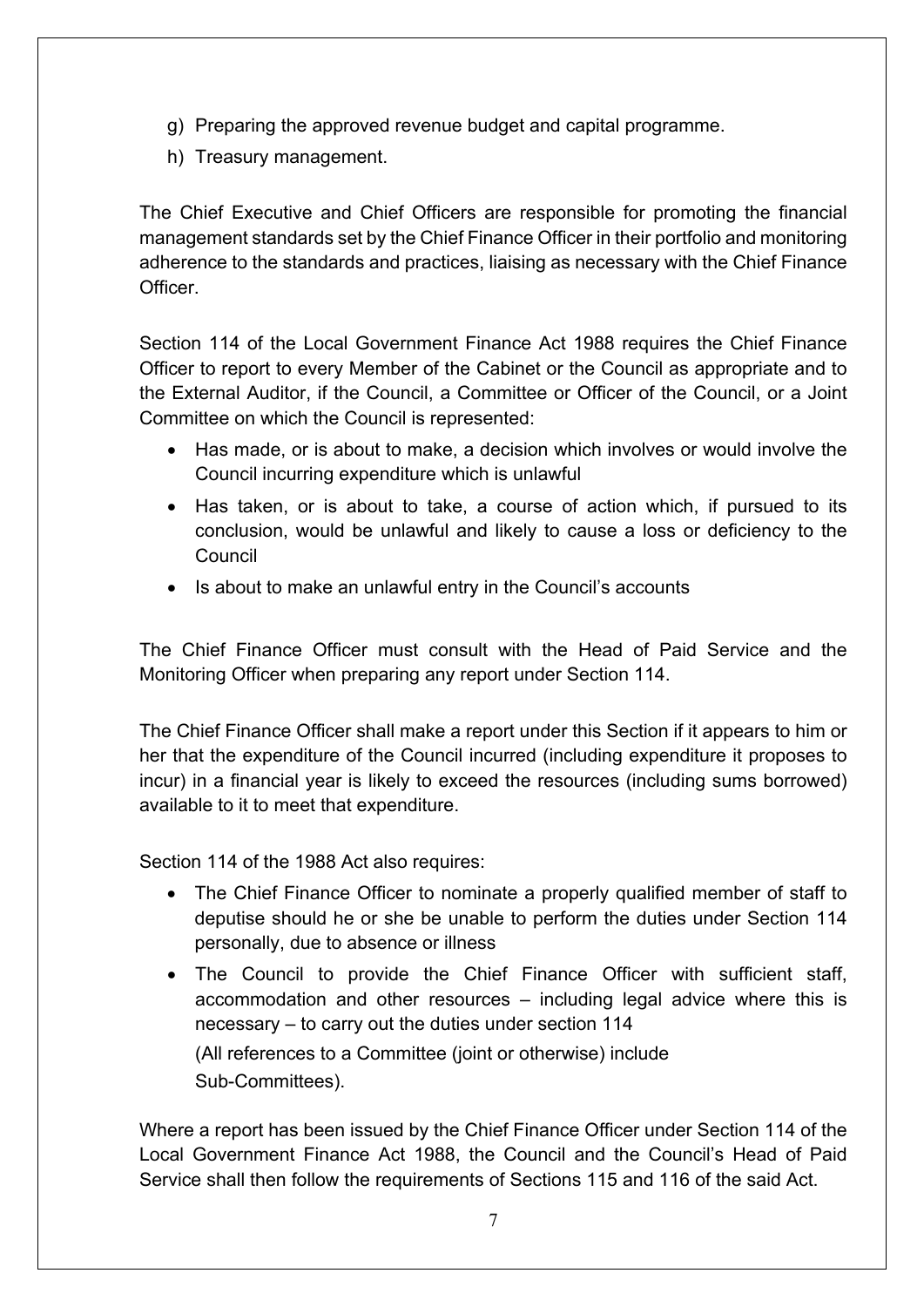g) Preparing the approved revenue budget and capital programme.
h) Treasury management.

The Chief Executive and Chief Officers are responsible for promoting the financial management standards set by the Chief Finance Officer in their portfolio and monitoring adherence to the standards and practices, liaising as necessary with the Chief Finance Officer.

Section 114 of the Local Government Finance Act 1988 requires the Chief Finance Officer to report to every Member of the Cabinet or the Council as appropriate and to the External Auditor, if the Council, a Committee or Officer of the Council, or a Joint Committee on which the Council is represented:

- Has made, or is about to make, a decision which involves or would involve the Council incurring expenditure which is unlawful
- Has taken, or is about to take, a course of action which, if pursued to its conclusion, would be unlawful and likely to cause a loss or deficiency to the Council
- Is about to make an unlawful entry in the Council's accounts

The Chief Finance Officer must consult with the Head of Paid Service and the Monitoring Officer when preparing any report under Section 114.

The Chief Finance Officer shall make a report under this Section if it appears to him or her that the expenditure of the Council incurred (including expenditure it proposes to incur) in a financial year is likely to exceed the resources (including sums borrowed) available to it to meet that expenditure.

Section 114 of the 1988 Act also requires:

- The Chief Finance Officer to nominate a properly qualified member of staff to deputise should he or she be unable to perform the duties under Section 114 personally, due to absence or illness
- The Council to provide the Chief Finance Officer with sufficient staff, accommodation and other resources – including legal advice where this is necessary – to carry out the duties under section 114

  (All references to a Committee (joint or otherwise) include Sub-Committees).

Where a report has been issued by the Chief Finance Officer under Section 114 of the Local Government Finance Act 1988, the Council and the Council's Head of Paid Service shall then follow the requirements of Sections 115 and 116 of the said Act.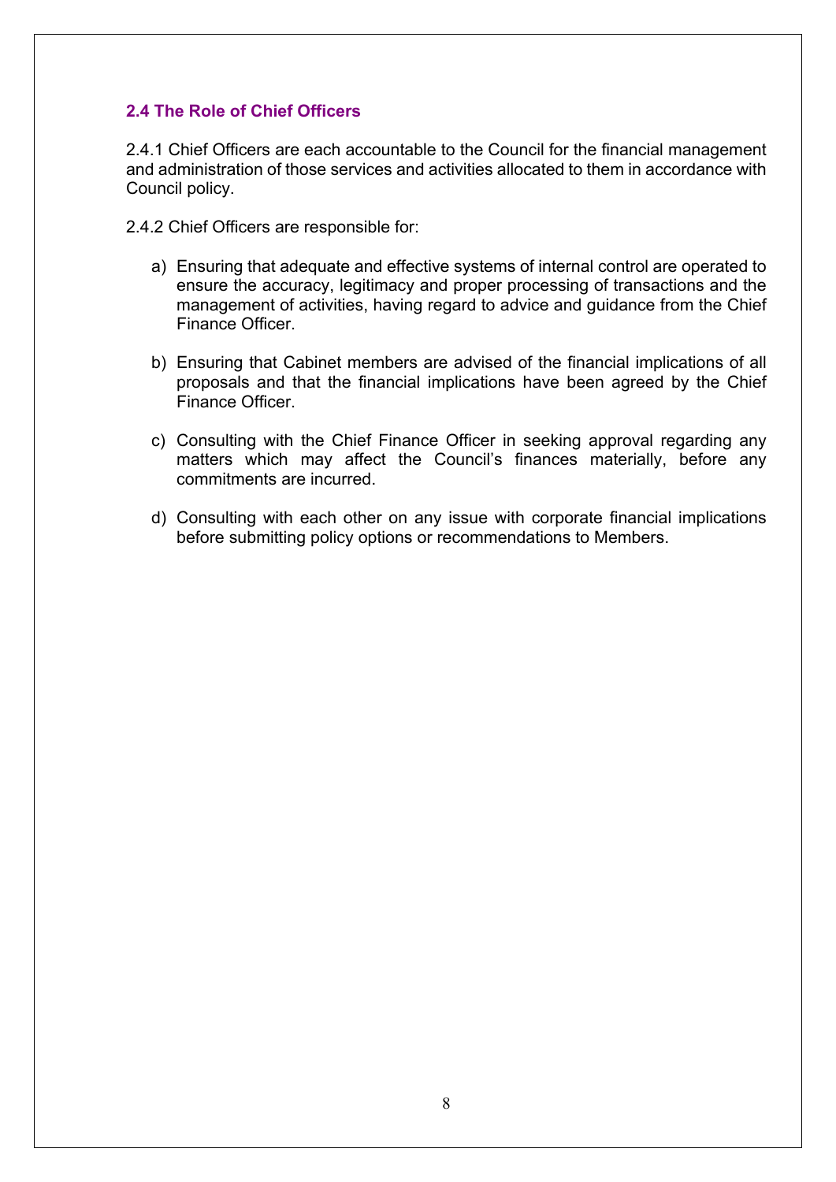### 2.4 The Role of Chief Officers

2.4.1 Chief Officers are each accountable to the Council for the financial management and administration of those services and activities allocated to them in accordance with Council policy.

2.4.2 Chief Officers are responsible for:

a) Ensuring that adequate and effective systems of internal control are operated to ensure the accuracy, legitimacy and proper processing of transactions and the management of activities, having regard to advice and guidance from the Chief Finance Officer.

b) Ensuring that Cabinet members are advised of the financial implications of all proposals and that the financial implications have been agreed by the Chief Finance Officer.

c) Consulting with the Chief Finance Officer in seeking approval regarding any matters which may affect the Council's finances materially, before any commitments are incurred.

d) Consulting with each other on any issue with corporate financial implications before submitting policy options or recommendations to Members.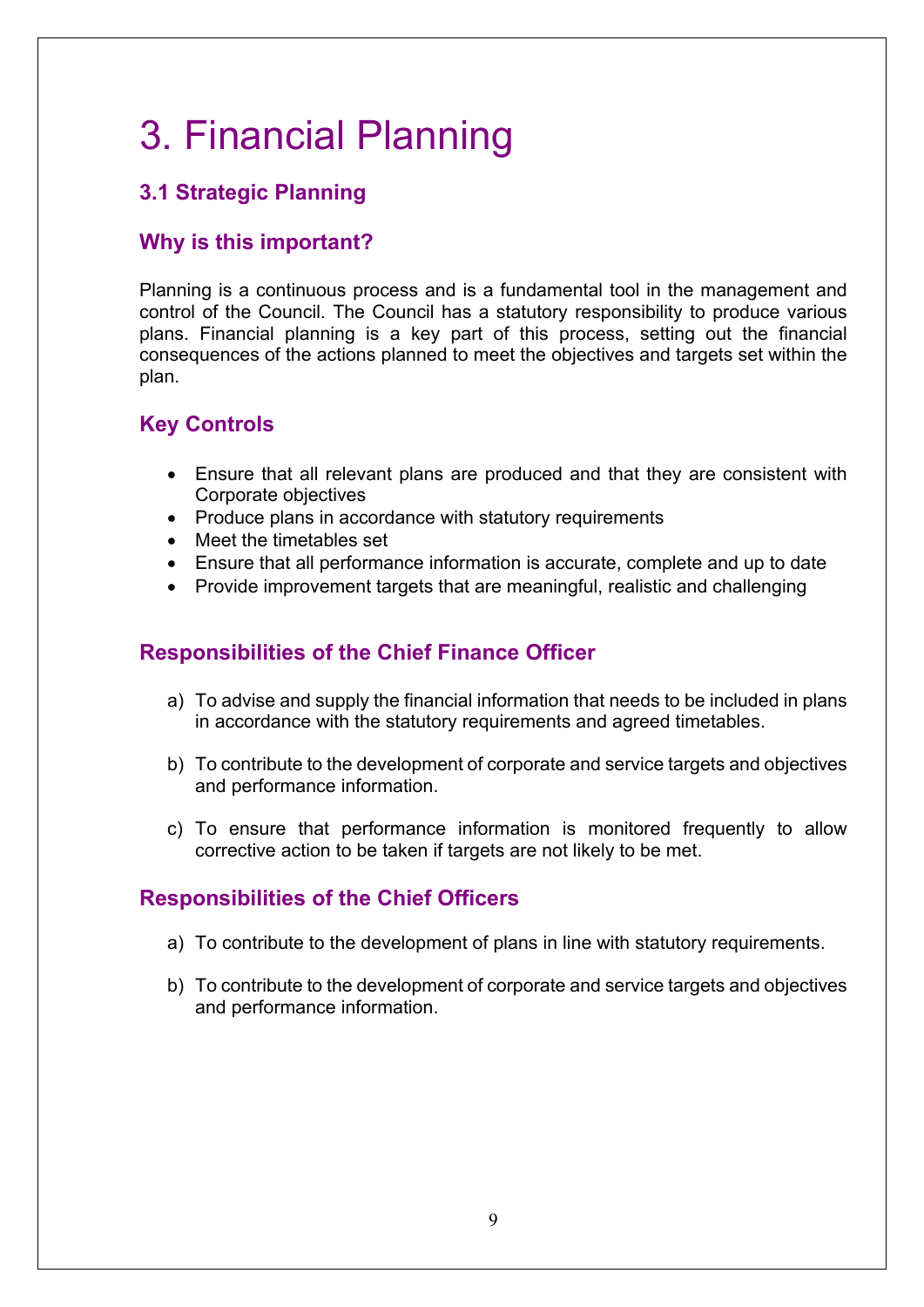# 3. Financial Planning

## 3.1 Strategic Planning

### Why is this important?

Planning is a continuous process and is a fundamental tool in the management and control of the Council. The Council has a statutory responsibility to produce various plans. Financial planning is a key part of this process, setting out the financial consequences of the actions planned to meet the objectives and targets set within the plan.

### Key Controls

- Ensure that all relevant plans are produced and that they are consistent with Corporate objectives
- Produce plans in accordance with statutory requirements
- Meet the timetables set
- Ensure that all performance information is accurate, complete and up to date
- Provide improvement targets that are meaningful, realistic and challenging

### Responsibilities of the Chief Finance Officer

a) To advise and supply the financial information that needs to be included in plans in accordance with the statutory requirements and agreed timetables.

b) To contribute to the development of corporate and service targets and objectives and performance information.

c) To ensure that performance information is monitored frequently to allow corrective action to be taken if targets are not likely to be met.

### Responsibilities of the Chief Officers

a) To contribute to the development of plans in line with statutory requirements.

b) To contribute to the development of corporate and service targets and objectives and performance information.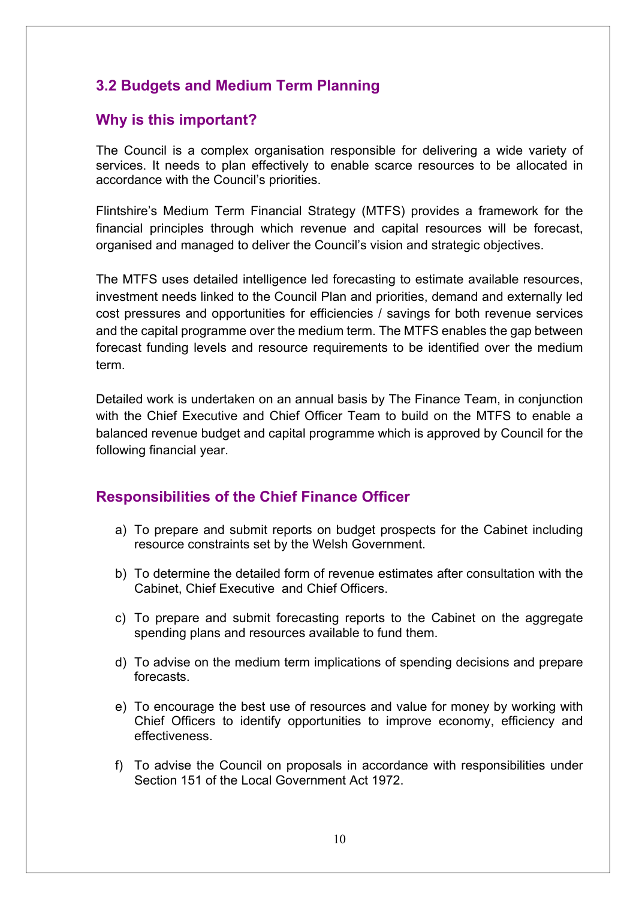## 3.2 Budgets and Medium Term Planning

### Why is this important?

The Council is a complex organisation responsible for delivering a wide variety of services. It needs to plan effectively to enable scarce resources to be allocated in accordance with the Council's priorities.

Flintshire's Medium Term Financial Strategy (MTFS) provides a framework for the financial principles through which revenue and capital resources will be forecast, organised and managed to deliver the Council's vision and strategic objectives.

The MTFS uses detailed intelligence led forecasting to estimate available resources, investment needs linked to the Council Plan and priorities, demand and externally led cost pressures and opportunities for efficiencies / savings for both revenue services and the capital programme over the medium term. The MTFS enables the gap between forecast funding levels and resource requirements to be identified over the medium term.

Detailed work is undertaken on an annual basis by The Finance Team, in conjunction with the Chief Executive and Chief Officer Team to build on the MTFS to enable a balanced revenue budget and capital programme which is approved by Council for the following financial year.

### Responsibilities of the Chief Finance Officer

a) To prepare and submit reports on budget prospects for the Cabinet including resource constraints set by the Welsh Government.

b) To determine the detailed form of revenue estimates after consultation with the Cabinet, Chief Executive and Chief Officers.

c) To prepare and submit forecasting reports to the Cabinet on the aggregate spending plans and resources available to fund them.

d) To advise on the medium term implications of spending decisions and prepare forecasts.

e) To encourage the best use of resources and value for money by working with Chief Officers to identify opportunities to improve economy, efficiency and effectiveness.

f) To advise the Council on proposals in accordance with responsibilities under Section 151 of the Local Government Act 1972.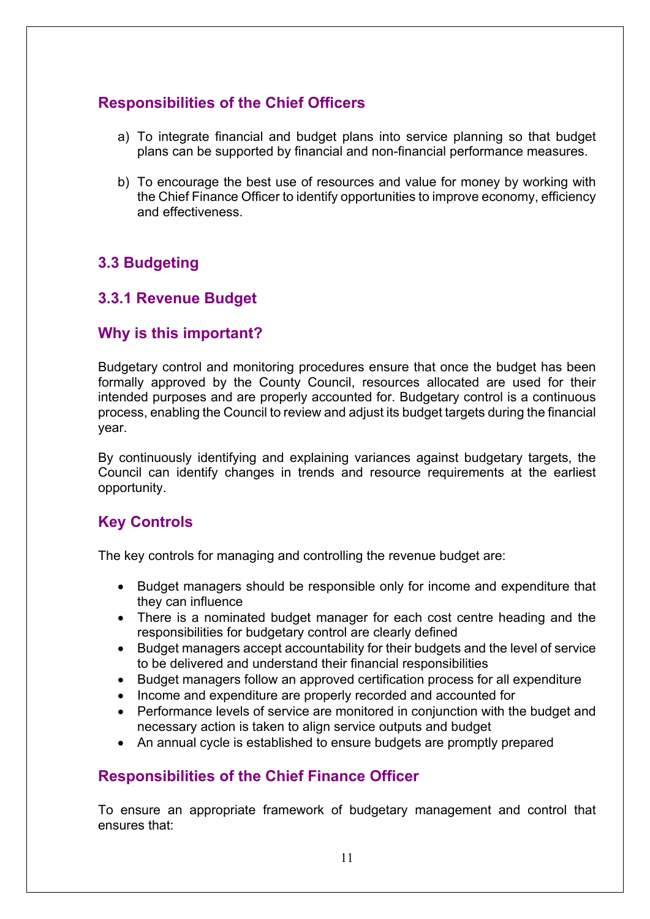### Responsibilities of the Chief Officers

a) To integrate financial and budget plans into service planning so that budget plans can be supported by financial and non-financial performance measures.

b) To encourage the best use of resources and value for money by working with the Chief Finance Officer to identify opportunities to improve economy, efficiency and effectiveness.

## 3.3 Budgeting

### 3.3.1 Revenue Budget

### Why is this important?

Budgetary control and monitoring procedures ensure that once the budget has been formally approved by the County Council, resources allocated are used for their intended purposes and are properly accounted for. Budgetary control is a continuous process, enabling the Council to review and adjust its budget targets during the financial year.

By continuously identifying and explaining variances against budgetary targets, the Council can identify changes in trends and resource requirements at the earliest opportunity.

### Key Controls

The key controls for managing and controlling the revenue budget are:

- Budget managers should be responsible only for income and expenditure that they can influence
- There is a nominated budget manager for each cost centre heading and the responsibilities for budgetary control are clearly defined
- Budget managers accept accountability for their budgets and the level of service to be delivered and understand their financial responsibilities
- Budget managers follow an approved certification process for all expenditure
- Income and expenditure are properly recorded and accounted for
- Performance levels of service are monitored in conjunction with the budget and necessary action is taken to align service outputs and budget
- An annual cycle is established to ensure budgets are promptly prepared

### Responsibilities of the Chief Finance Officer

To ensure an appropriate framework of budgetary management and control that ensures that: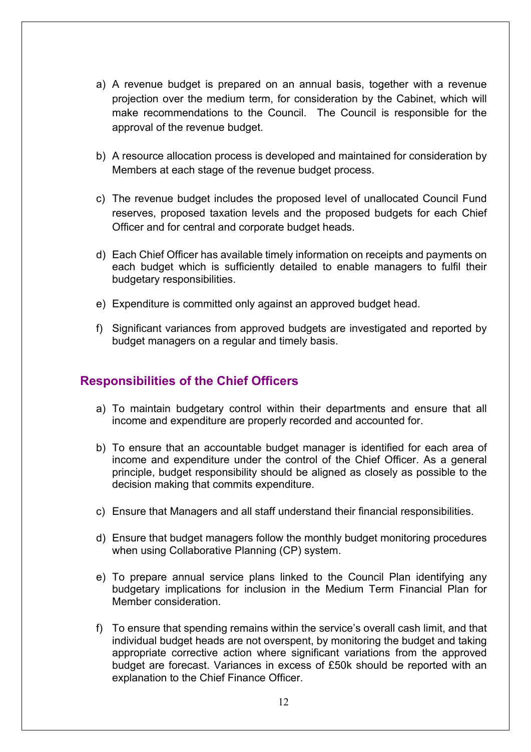a) A revenue budget is prepared on an annual basis, together with a revenue projection over the medium term, for consideration by the Cabinet, which will make recommendations to the Council. The Council is responsible for the approval of the revenue budget.

b) A resource allocation process is developed and maintained for consideration by Members at each stage of the revenue budget process.

c) The revenue budget includes the proposed level of unallocated Council Fund reserves, proposed taxation levels and the proposed budgets for each Chief Officer and for central and corporate budget heads.

d) Each Chief Officer has available timely information on receipts and payments on each budget which is sufficiently detailed to enable managers to fulfil their budgetary responsibilities.

e) Expenditure is committed only against an approved budget head.

f) Significant variances from approved budgets are investigated and reported by budget managers on a regular and timely basis.

## Responsibilities of the Chief Officers

a) To maintain budgetary control within their departments and ensure that all income and expenditure are properly recorded and accounted for.

b) To ensure that an accountable budget manager is identified for each area of income and expenditure under the control of the Chief Officer. As a general principle, budget responsibility should be aligned as closely as possible to the decision making that commits expenditure.

c) Ensure that Managers and all staff understand their financial responsibilities.

d) Ensure that budget managers follow the monthly budget monitoring procedures when using Collaborative Planning (CP) system.

e) To prepare annual service plans linked to the Council Plan identifying any budgetary implications for inclusion in the Medium Term Financial Plan for Member consideration.

f) To ensure that spending remains within the service's overall cash limit, and that individual budget heads are not overspent, by monitoring the budget and taking appropriate corrective action where significant variations from the approved budget are forecast. Variances in excess of £50k should be reported with an explanation to the Chief Finance Officer.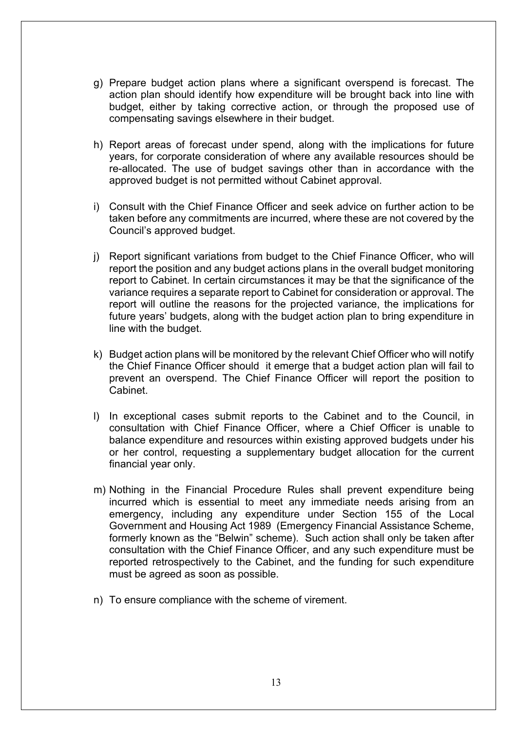g) Prepare budget action plans where a significant overspend is forecast. The action plan should identify how expenditure will be brought back into line with budget, either by taking corrective action, or through the proposed use of compensating savings elsewhere in their budget.

h) Report areas of forecast under spend, along with the implications for future years, for corporate consideration of where any available resources should be re-allocated. The use of budget savings other than in accordance with the approved budget is not permitted without Cabinet approval.

i) Consult with the Chief Finance Officer and seek advice on further action to be taken before any commitments are incurred, where these are not covered by the Council's approved budget.

j) Report significant variations from budget to the Chief Finance Officer, who will report the position and any budget actions plans in the overall budget monitoring report to Cabinet. In certain circumstances it may be that the significance of the variance requires a separate report to Cabinet for consideration or approval. The report will outline the reasons for the projected variance, the implications for future years' budgets, along with the budget action plan to bring expenditure in line with the budget.

k) Budget action plans will be monitored by the relevant Chief Officer who will notify the Chief Finance Officer should it emerge that a budget action plan will fail to prevent an overspend. The Chief Finance Officer will report the position to Cabinet.

l) In exceptional cases submit reports to the Cabinet and to the Council, in consultation with Chief Finance Officer, where a Chief Officer is unable to balance expenditure and resources within existing approved budgets under his or her control, requesting a supplementary budget allocation for the current financial year only.

m) Nothing in the Financial Procedure Rules shall prevent expenditure being incurred which is essential to meet any immediate needs arising from an emergency, including any expenditure under Section 155 of the Local Government and Housing Act 1989 (Emergency Financial Assistance Scheme, formerly known as the "Belwin" scheme). Such action shall only be taken after consultation with the Chief Finance Officer, and any such expenditure must be reported retrospectively to the Cabinet, and the funding for such expenditure must be agreed as soon as possible.

n) To ensure compliance with the scheme of virement.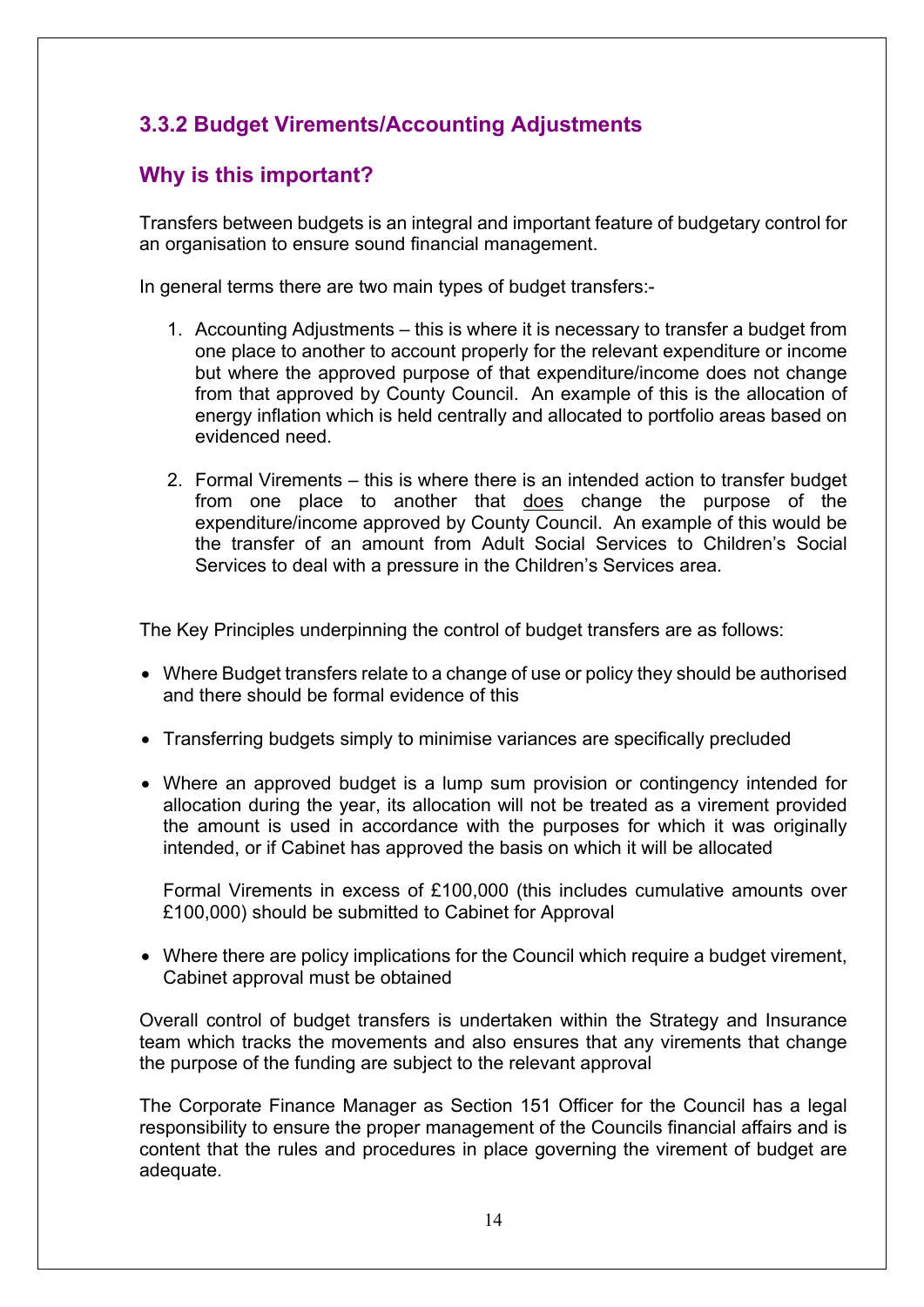### 3.3.2 Budget Virements/Accounting Adjustments

### Why is this important?

Transfers between budgets is an integral and important feature of budgetary control for an organisation to ensure sound financial management.

In general terms there are two main types of budget transfers:-

1. Accounting Adjustments – this is where it is necessary to transfer a budget from one place to another to account properly for the relevant expenditure or income but where the approved purpose of that expenditure/income does not change from that approved by County Council. An example of this is the allocation of energy inflation which is held centrally and allocated to portfolio areas based on evidenced need.

2. Formal Virements – this is where there is an intended action to transfer budget from one place to another that <u>does</u> change the purpose of the expenditure/income approved by County Council. An example of this would be the transfer of an amount from Adult Social Services to Children's Social Services to deal with a pressure in the Children's Services area.

The Key Principles underpinning the control of budget transfers are as follows:

- Where Budget transfers relate to a change of use or policy they should be authorised and there should be formal evidence of this

- Transferring budgets simply to minimise variances are specifically precluded

- Where an approved budget is a lump sum provision or contingency intended for allocation during the year, its allocation will not be treated as a virement provided the amount is used in accordance with the purposes for which it was originally intended, or if Cabinet has approved the basis on which it will be allocated

  Formal Virements in excess of £100,000 (this includes cumulative amounts over £100,000) should be submitted to Cabinet for Approval

- Where there are policy implications for the Council which require a budget virement, Cabinet approval must be obtained

Overall control of budget transfers is undertaken within the Strategy and Insurance team which tracks the movements and also ensures that any virements that change the purpose of the funding are subject to the relevant approval

The Corporate Finance Manager as Section 151 Officer for the Council has a legal responsibility to ensure the proper management of the Councils financial affairs and is content that the rules and procedures in place governing the virement of budget are adequate.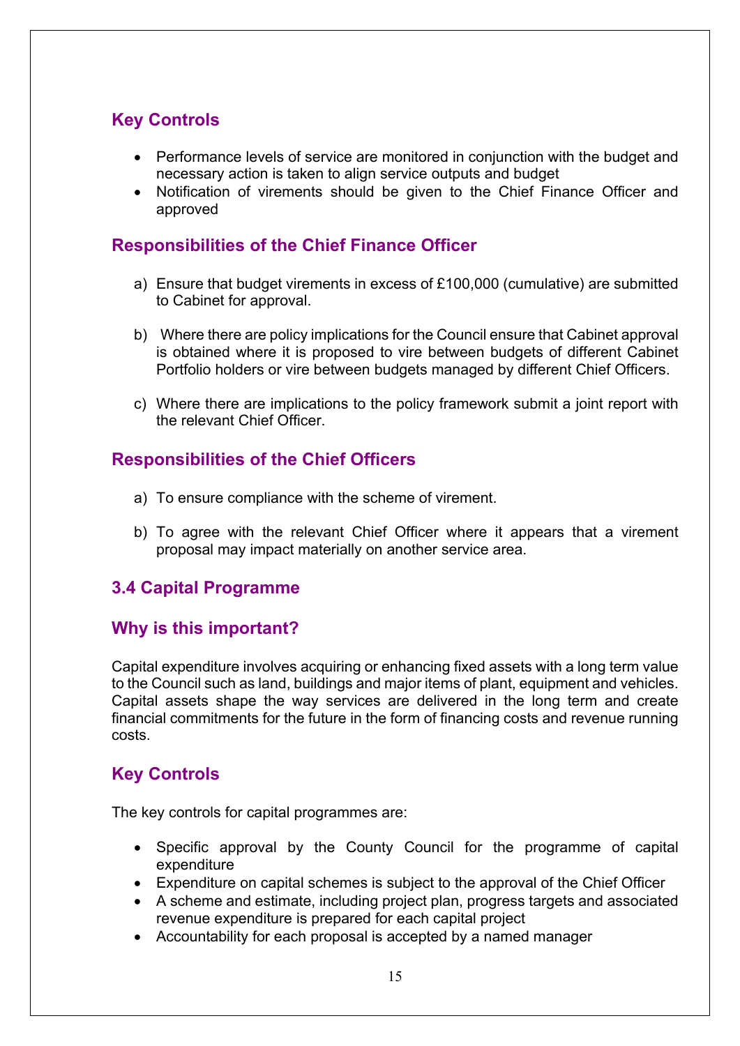## Key Controls

- Performance levels of service are monitored in conjunction with the budget and necessary action is taken to align service outputs and budget
- Notification of virements should be given to the Chief Finance Officer and approved

## Responsibilities of the Chief Finance Officer

a) Ensure that budget virements in excess of £100,000 (cumulative) are submitted to Cabinet for approval.

b) Where there are policy implications for the Council ensure that Cabinet approval is obtained where it is proposed to vire between budgets of different Cabinet Portfolio holders or vire between budgets managed by different Chief Officers.

c) Where there are implications to the policy framework submit a joint report with the relevant Chief Officer.

## Responsibilities of the Chief Officers

a) To ensure compliance with the scheme of virement.

b) To agree with the relevant Chief Officer where it appears that a virement proposal may impact materially on another service area.

## 3.4 Capital Programme

## Why is this important?

Capital expenditure involves acquiring or enhancing fixed assets with a long term value to the Council such as land, buildings and major items of plant, equipment and vehicles. Capital assets shape the way services are delivered in the long term and create financial commitments for the future in the form of financing costs and revenue running costs.

## Key Controls

The key controls for capital programmes are:

- Specific approval by the County Council for the programme of capital expenditure
- Expenditure on capital schemes is subject to the approval of the Chief Officer
- A scheme and estimate, including project plan, progress targets and associated revenue expenditure is prepared for each capital project
- Accountability for each proposal is accepted by a named manager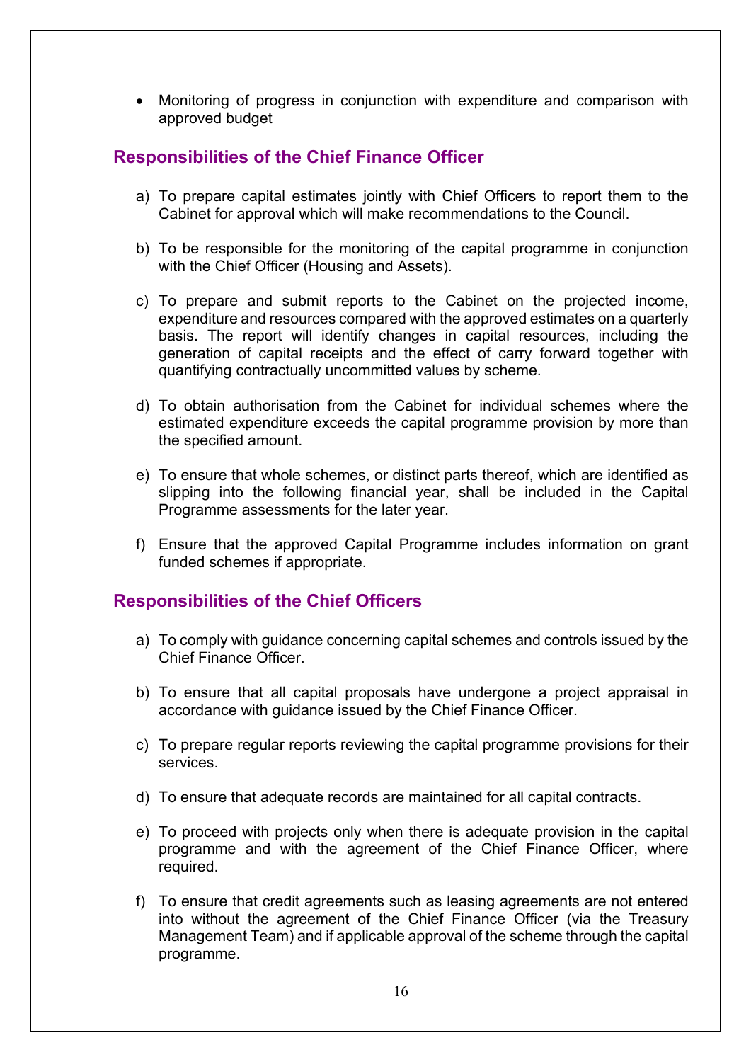- Monitoring of progress in conjunction with expenditure and comparison with approved budget

## Responsibilities of the Chief Finance Officer

a) To prepare capital estimates jointly with Chief Officers to report them to the Cabinet for approval which will make recommendations to the Council.

b) To be responsible for the monitoring of the capital programme in conjunction with the Chief Officer (Housing and Assets).

c) To prepare and submit reports to the Cabinet on the projected income, expenditure and resources compared with the approved estimates on a quarterly basis. The report will identify changes in capital resources, including the generation of capital receipts and the effect of carry forward together with quantifying contractually uncommitted values by scheme.

d) To obtain authorisation from the Cabinet for individual schemes where the estimated expenditure exceeds the capital programme provision by more than the specified amount.

e) To ensure that whole schemes, or distinct parts thereof, which are identified as slipping into the following financial year, shall be included in the Capital Programme assessments for the later year.

f) Ensure that the approved Capital Programme includes information on grant funded schemes if appropriate.

## Responsibilities of the Chief Officers

a) To comply with guidance concerning capital schemes and controls issued by the Chief Finance Officer.

b) To ensure that all capital proposals have undergone a project appraisal in accordance with guidance issued by the Chief Finance Officer.

c) To prepare regular reports reviewing the capital programme provisions for their services.

d) To ensure that adequate records are maintained for all capital contracts.

e) To proceed with projects only when there is adequate provision in the capital programme and with the agreement of the Chief Finance Officer, where required.

f) To ensure that credit agreements such as leasing agreements are not entered into without the agreement of the Chief Finance Officer (via the Treasury Management Team) and if applicable approval of the scheme through the capital programme.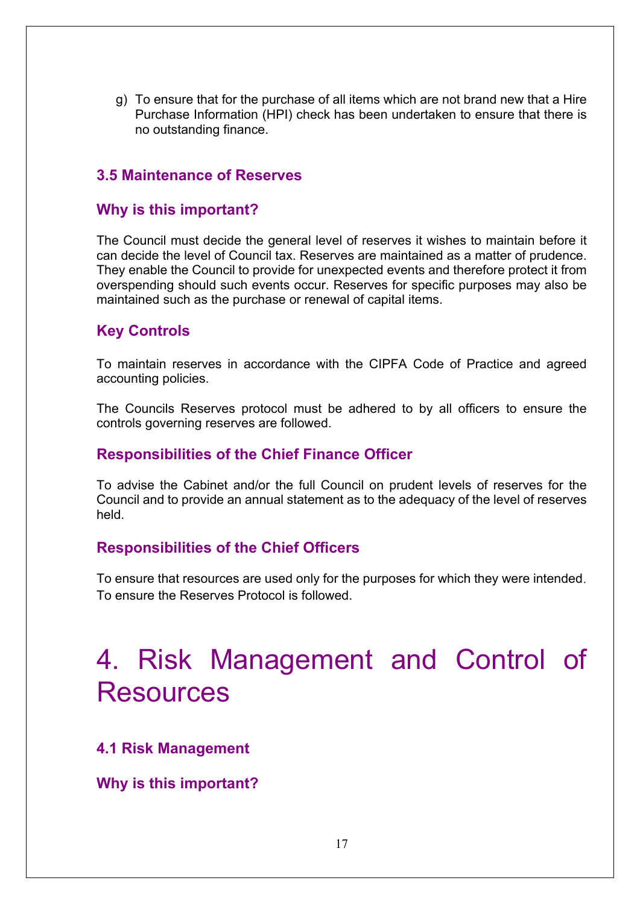g) To ensure that for the purchase of all items which are not brand new that a Hire Purchase Information (HPI) check has been undertaken to ensure that there is no outstanding finance.

### 3.5 Maintenance of Reserves

### Why is this important?

The Council must decide the general level of reserves it wishes to maintain before it can decide the level of Council tax. Reserves are maintained as a matter of prudence. They enable the Council to provide for unexpected events and therefore protect it from overspending should such events occur. Reserves for specific purposes may also be maintained such as the purchase or renewal of capital items.

### Key Controls

To maintain reserves in accordance with the CIPFA Code of Practice and agreed accounting policies.

The Councils Reserves protocol must be adhered to by all officers to ensure the controls governing reserves are followed.

### Responsibilities of the Chief Finance Officer

To advise the Cabinet and/or the full Council on prudent levels of reserves for the Council and to provide an annual statement as to the adequacy of the level of reserves held.

### Responsibilities of the Chief Officers

To ensure that resources are used only for the purposes for which they were intended.
To ensure the Reserves Protocol is followed.

# 4. Risk Management and Control of Resources

### 4.1 Risk Management

### Why is this important?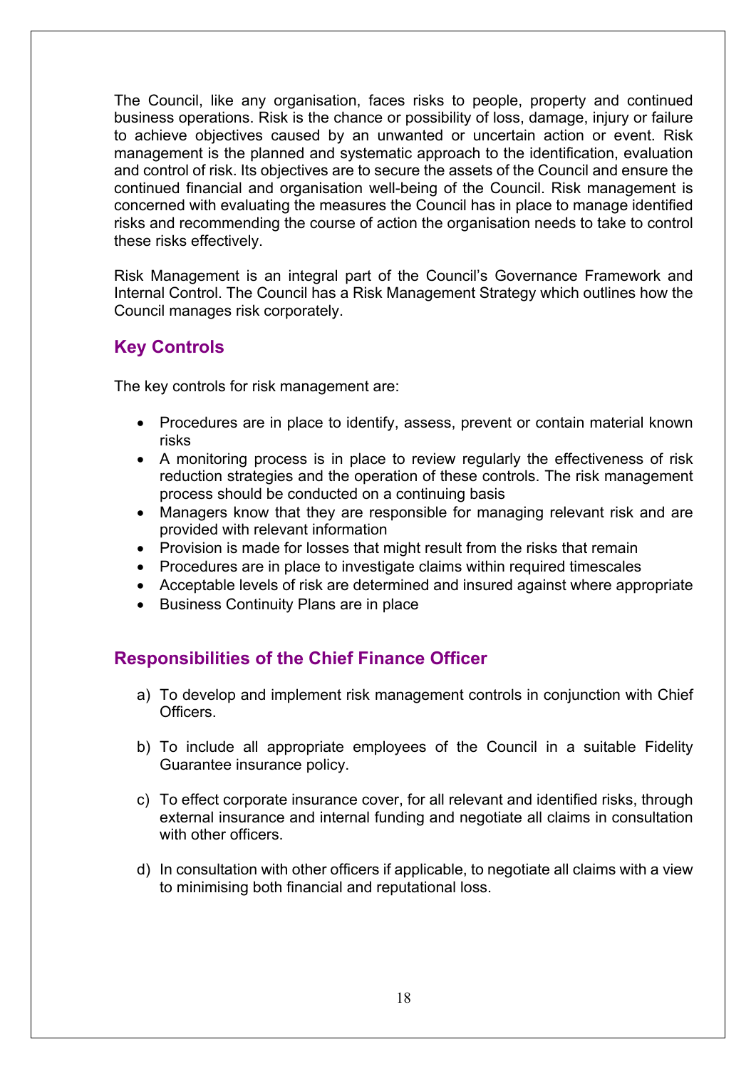The Council, like any organisation, faces risks to people, property and continued business operations. Risk is the chance or possibility of loss, damage, injury or failure to achieve objectives caused by an unwanted or uncertain action or event. Risk management is the planned and systematic approach to the identification, evaluation and control of risk. Its objectives are to secure the assets of the Council and ensure the continued financial and organisation well-being of the Council. Risk management is concerned with evaluating the measures the Council has in place to manage identified risks and recommending the course of action the organisation needs to take to control these risks effectively.

Risk Management is an integral part of the Council's Governance Framework and Internal Control. The Council has a Risk Management Strategy which outlines how the Council manages risk corporately.

## Key Controls

The key controls for risk management are:

- Procedures are in place to identify, assess, prevent or contain material known risks
- A monitoring process is in place to review regularly the effectiveness of risk reduction strategies and the operation of these controls. The risk management process should be conducted on a continuing basis
- Managers know that they are responsible for managing relevant risk and are provided with relevant information
- Provision is made for losses that might result from the risks that remain
- Procedures are in place to investigate claims within required timescales
- Acceptable levels of risk are determined and insured against where appropriate
- Business Continuity Plans are in place

## Responsibilities of the Chief Finance Officer

a) To develop and implement risk management controls in conjunction with Chief Officers.

b) To include all appropriate employees of the Council in a suitable Fidelity Guarantee insurance policy.

c) To effect corporate insurance cover, for all relevant and identified risks, through external insurance and internal funding and negotiate all claims in consultation with other officers.

d) In consultation with other officers if applicable, to negotiate all claims with a view to minimising both financial and reputational loss.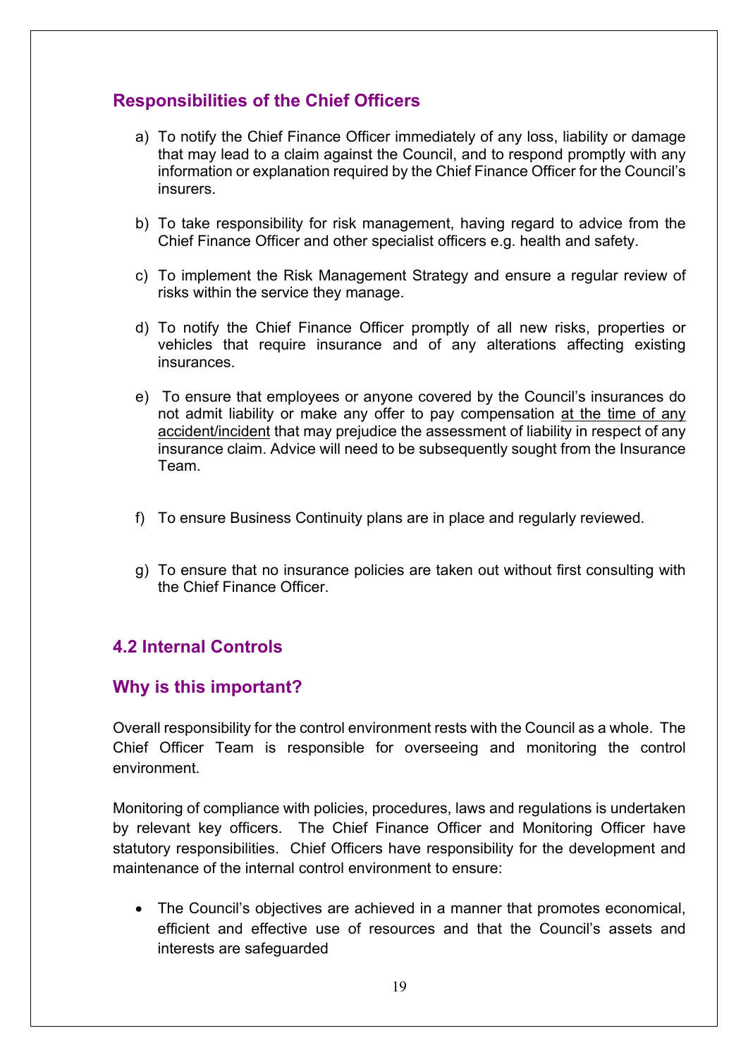## Responsibilities of the Chief Officers

a) To notify the Chief Finance Officer immediately of any loss, liability or damage that may lead to a claim against the Council, and to respond promptly with any information or explanation required by the Chief Finance Officer for the Council's insurers.

b) To take responsibility for risk management, having regard to advice from the Chief Finance Officer and other specialist officers e.g. health and safety.

c) To implement the Risk Management Strategy and ensure a regular review of risks within the service they manage.

d) To notify the Chief Finance Officer promptly of all new risks, properties or vehicles that require insurance and of any alterations affecting existing insurances.

e) To ensure that employees or anyone covered by the Council's insurances do not admit liability or make any offer to pay compensation <u>at the time of any accident/incident</u> that may prejudice the assessment of liability in respect of any insurance claim. Advice will need to be subsequently sought from the Insurance Team.

f) To ensure Business Continuity plans are in place and regularly reviewed.

g) To ensure that no insurance policies are taken out without first consulting with the Chief Finance Officer.

## 4.2 Internal Controls

## Why is this important?

Overall responsibility for the control environment rests with the Council as a whole. The Chief Officer Team is responsible for overseeing and monitoring the control environment.

Monitoring of compliance with policies, procedures, laws and regulations is undertaken by relevant key officers. The Chief Finance Officer and Monitoring Officer have statutory responsibilities. Chief Officers have responsibility for the development and maintenance of the internal control environment to ensure:

- The Council's objectives are achieved in a manner that promotes economical, efficient and effective use of resources and that the Council's assets and interests are safeguarded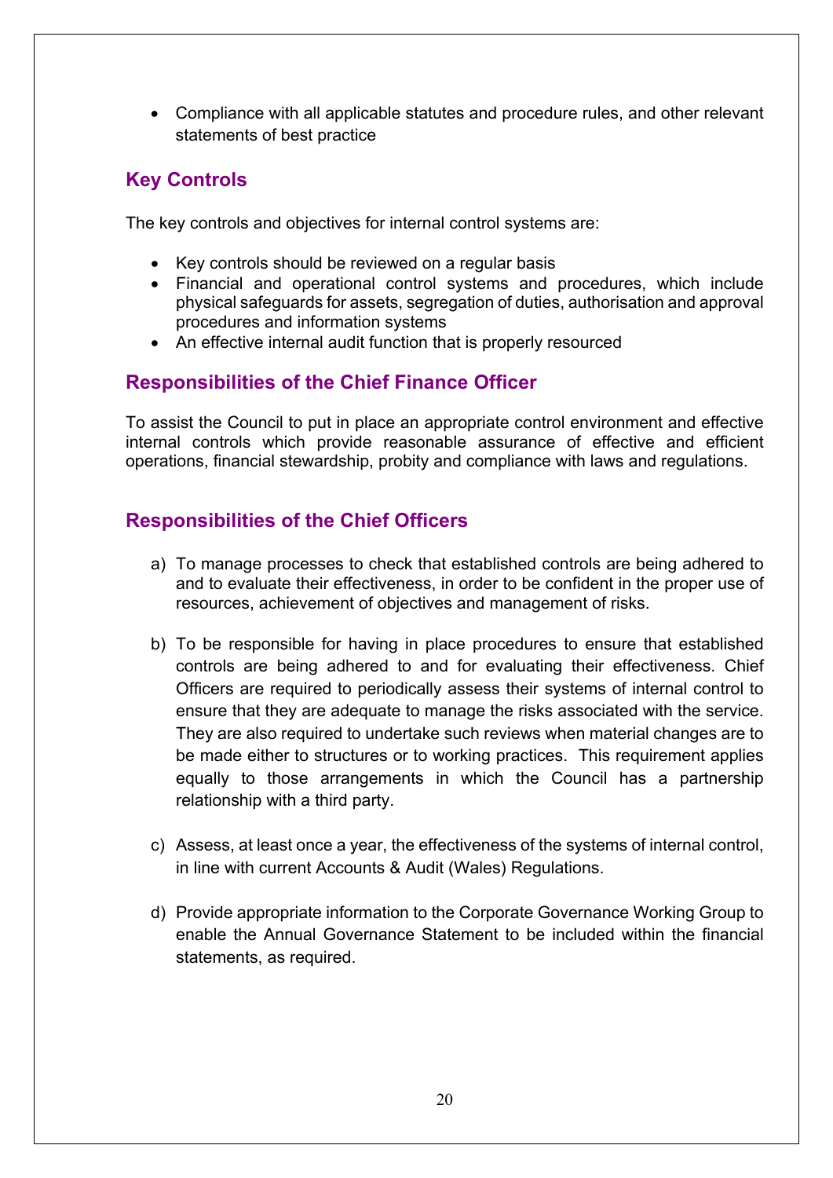- Compliance with all applicable statutes and procedure rules, and other relevant statements of best practice

## Key Controls

The key controls and objectives for internal control systems are:

- Key controls should be reviewed on a regular basis
- Financial and operational control systems and procedures, which include physical safeguards for assets, segregation of duties, authorisation and approval procedures and information systems
- An effective internal audit function that is properly resourced

## Responsibilities of the Chief Finance Officer

To assist the Council to put in place an appropriate control environment and effective internal controls which provide reasonable assurance of effective and efficient operations, financial stewardship, probity and compliance with laws and regulations.

## Responsibilities of the Chief Officers

a) To manage processes to check that established controls are being adhered to and to evaluate their effectiveness, in order to be confident in the proper use of resources, achievement of objectives and management of risks.

b) To be responsible for having in place procedures to ensure that established controls are being adhered to and for evaluating their effectiveness. Chief Officers are required to periodically assess their systems of internal control to ensure that they are adequate to manage the risks associated with the service. They are also required to undertake such reviews when material changes are to be made either to structures or to working practices. This requirement applies equally to those arrangements in which the Council has a partnership relationship with a third party.

c) Assess, at least once a year, the effectiveness of the systems of internal control, in line with current Accounts & Audit (Wales) Regulations.

d) Provide appropriate information to the Corporate Governance Working Group to enable the Annual Governance Statement to be included within the financial statements, as required.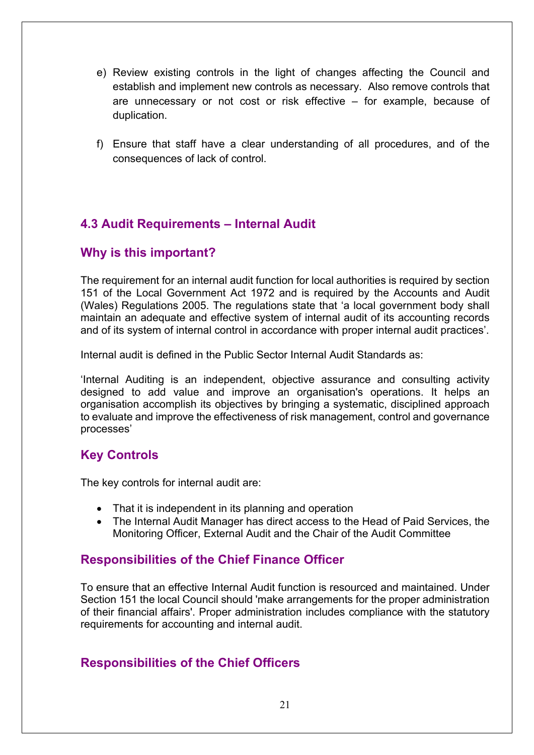e) Review existing controls in the light of changes affecting the Council and establish and implement new controls as necessary. Also remove controls that are unnecessary or not cost or risk effective – for example, because of duplication.

f) Ensure that staff have a clear understanding of all procedures, and of the consequences of lack of control.

## 4.3 Audit Requirements – Internal Audit

### Why is this important?

The requirement for an internal audit function for local authorities is required by section 151 of the Local Government Act 1972 and is required by the Accounts and Audit (Wales) Regulations 2005. The regulations state that 'a local government body shall maintain an adequate and effective system of internal audit of its accounting records and of its system of internal control in accordance with proper internal audit practices'.

Internal audit is defined in the Public Sector Internal Audit Standards as:

'Internal Auditing is an independent, objective assurance and consulting activity designed to add value and improve an organisation's operations. It helps an organisation accomplish its objectives by bringing a systematic, disciplined approach to evaluate and improve the effectiveness of risk management, control and governance processes'

### Key Controls

The key controls for internal audit are:

- That it is independent in its planning and operation
- The Internal Audit Manager has direct access to the Head of Paid Services, the Monitoring Officer, External Audit and the Chair of the Audit Committee

### Responsibilities of the Chief Finance Officer

To ensure that an effective Internal Audit function is resourced and maintained. Under Section 151 the local Council should 'make arrangements for the proper administration of their financial affairs'. Proper administration includes compliance with the statutory requirements for accounting and internal audit.

### Responsibilities of the Chief Officers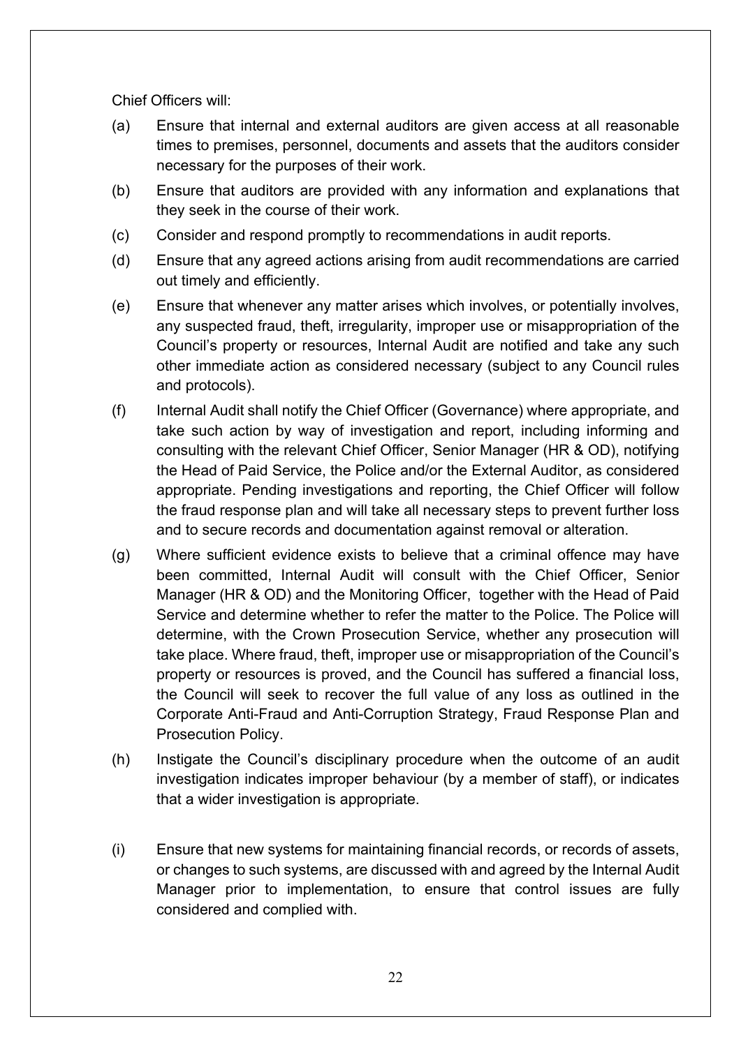Chief Officers will:

(a) Ensure that internal and external auditors are given access at all reasonable times to premises, personnel, documents and assets that the auditors consider necessary for the purposes of their work.

(b) Ensure that auditors are provided with any information and explanations that they seek in the course of their work.

(c) Consider and respond promptly to recommendations in audit reports.

(d) Ensure that any agreed actions arising from audit recommendations are carried out timely and efficiently.

(e) Ensure that whenever any matter arises which involves, or potentially involves, any suspected fraud, theft, irregularity, improper use or misappropriation of the Council's property or resources, Internal Audit are notified and take any such other immediate action as considered necessary (subject to any Council rules and protocols).

(f) Internal Audit shall notify the Chief Officer (Governance) where appropriate, and take such action by way of investigation and report, including informing and consulting with the relevant Chief Officer, Senior Manager (HR & OD), notifying the Head of Paid Service, the Police and/or the External Auditor, as considered appropriate. Pending investigations and reporting, the Chief Officer will follow the fraud response plan and will take all necessary steps to prevent further loss and to secure records and documentation against removal or alteration.

(g) Where sufficient evidence exists to believe that a criminal offence may have been committed, Internal Audit will consult with the Chief Officer, Senior Manager (HR & OD) and the Monitoring Officer, together with the Head of Paid Service and determine whether to refer the matter to the Police. The Police will determine, with the Crown Prosecution Service, whether any prosecution will take place. Where fraud, theft, improper use or misappropriation of the Council's property or resources is proved, and the Council has suffered a financial loss, the Council will seek to recover the full value of any loss as outlined in the Corporate Anti-Fraud and Anti-Corruption Strategy, Fraud Response Plan and Prosecution Policy.

(h) Instigate the Council's disciplinary procedure when the outcome of an audit investigation indicates improper behaviour (by a member of staff), or indicates that a wider investigation is appropriate.

(i) Ensure that new systems for maintaining financial records, or records of assets, or changes to such systems, are discussed with and agreed by the Internal Audit Manager prior to implementation, to ensure that control issues are fully considered and complied with.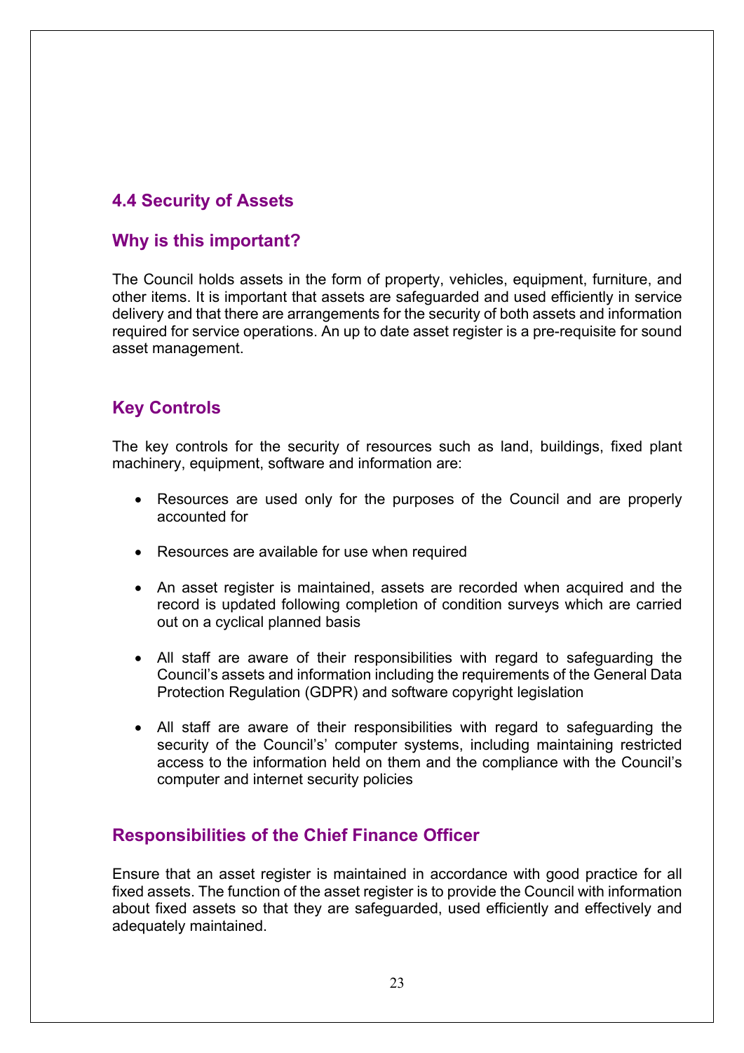## 4.4 Security of Assets

### Why is this important?

The Council holds assets in the form of property, vehicles, equipment, furniture, and other items. It is important that assets are safeguarded and used efficiently in service delivery and that there are arrangements for the security of both assets and information required for service operations. An up to date asset register is a pre-requisite for sound asset management.

### Key Controls

The key controls for the security of resources such as land, buildings, fixed plant machinery, equipment, software and information are:

- Resources are used only for the purposes of the Council and are properly accounted for
- Resources are available for use when required
- An asset register is maintained, assets are recorded when acquired and the record is updated following completion of condition surveys which are carried out on a cyclical planned basis
- All staff are aware of their responsibilities with regard to safeguarding the Council's assets and information including the requirements of the General Data Protection Regulation (GDPR) and software copyright legislation
- All staff are aware of their responsibilities with regard to safeguarding the security of the Council's' computer systems, including maintaining restricted access to the information held on them and the compliance with the Council's computer and internet security policies

### Responsibilities of the Chief Finance Officer

Ensure that an asset register is maintained in accordance with good practice for all fixed assets. The function of the asset register is to provide the Council with information about fixed assets so that they are safeguarded, used efficiently and effectively and adequately maintained.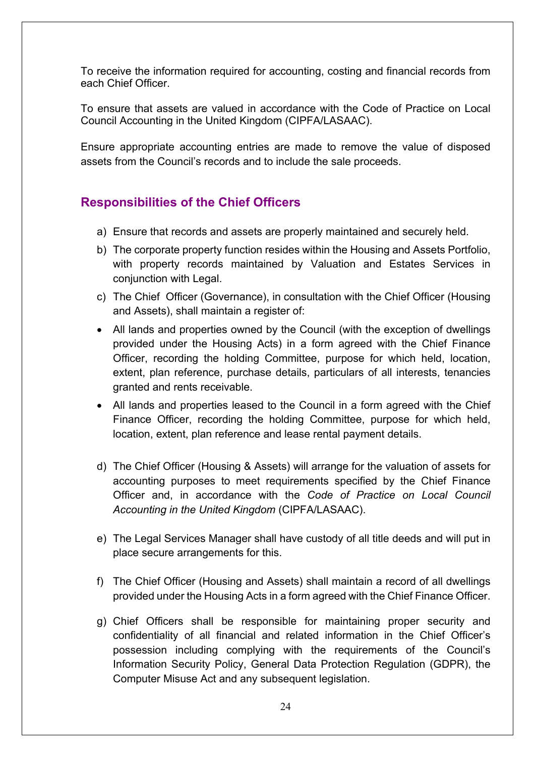To receive the information required for accounting, costing and financial records from each Chief Officer.

To ensure that assets are valued in accordance with the Code of Practice on Local Council Accounting in the United Kingdom (CIPFA/LASAAC).

Ensure appropriate accounting entries are made to remove the value of disposed assets from the Council's records and to include the sale proceeds.

## Responsibilities of the Chief Officers

a) Ensure that records and assets are properly maintained and securely held.

b) The corporate property function resides within the Housing and Assets Portfolio, with property records maintained by Valuation and Estates Services in conjunction with Legal.

c) The Chief Officer (Governance), in consultation with the Chief Officer (Housing and Assets), shall maintain a register of:

- All lands and properties owned by the Council (with the exception of dwellings provided under the Housing Acts) in a form agreed with the Chief Finance Officer, recording the holding Committee, purpose for which held, location, extent, plan reference, purchase details, particulars of all interests, tenancies granted and rents receivable.
- All lands and properties leased to the Council in a form agreed with the Chief Finance Officer, recording the holding Committee, purpose for which held, location, extent, plan reference and lease rental payment details.

d) The Chief Officer (Housing & Assets) will arrange for the valuation of assets for accounting purposes to meet requirements specified by the Chief Finance Officer and, in accordance with the *Code of Practice on Local Council Accounting in the United Kingdom* (CIPFA/LASAAC).

e) The Legal Services Manager shall have custody of all title deeds and will put in place secure arrangements for this.

f) The Chief Officer (Housing and Assets) shall maintain a record of all dwellings provided under the Housing Acts in a form agreed with the Chief Finance Officer.

g) Chief Officers shall be responsible for maintaining proper security and confidentiality of all financial and related information in the Chief Officer's possession including complying with the requirements of the Council's Information Security Policy, General Data Protection Regulation (GDPR), the Computer Misuse Act and any subsequent legislation.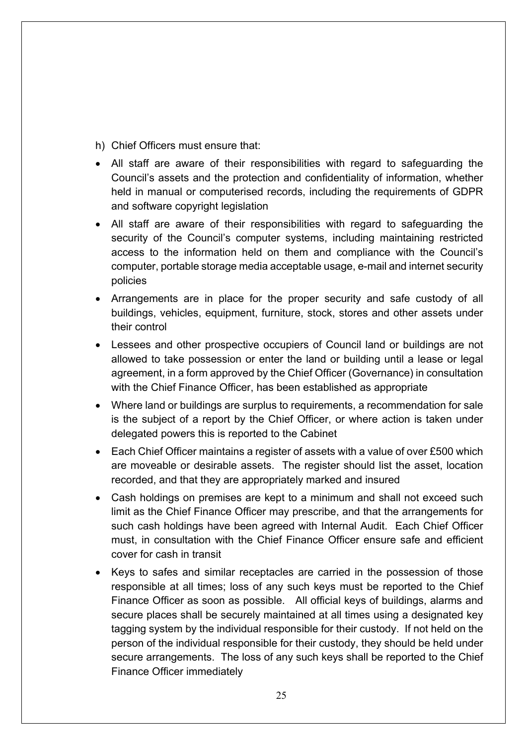h) Chief Officers must ensure that:

- All staff are aware of their responsibilities with regard to safeguarding the Council's assets and the protection and confidentiality of information, whether held in manual or computerised records, including the requirements of GDPR and software copyright legislation
- All staff are aware of their responsibilities with regard to safeguarding the security of the Council's computer systems, including maintaining restricted access to the information held on them and compliance with the Council's computer, portable storage media acceptable usage, e-mail and internet security policies
- Arrangements are in place for the proper security and safe custody of all buildings, vehicles, equipment, furniture, stock, stores and other assets under their control
- Lessees and other prospective occupiers of Council land or buildings are not allowed to take possession or enter the land or building until a lease or legal agreement, in a form approved by the Chief Officer (Governance) in consultation with the Chief Finance Officer, has been established as appropriate
- Where land or buildings are surplus to requirements, a recommendation for sale is the subject of a report by the Chief Officer, or where action is taken under delegated powers this is reported to the Cabinet
- Each Chief Officer maintains a register of assets with a value of over £500 which are moveable or desirable assets. The register should list the asset, location recorded, and that they are appropriately marked and insured
- Cash holdings on premises are kept to a minimum and shall not exceed such limit as the Chief Finance Officer may prescribe, and that the arrangements for such cash holdings have been agreed with Internal Audit. Each Chief Officer must, in consultation with the Chief Finance Officer ensure safe and efficient cover for cash in transit
- Keys to safes and similar receptacles are carried in the possession of those responsible at all times; loss of any such keys must be reported to the Chief Finance Officer as soon as possible. All official keys of buildings, alarms and secure places shall be securely maintained at all times using a designated key tagging system by the individual responsible for their custody. If not held on the person of the individual responsible for their custody, they should be held under secure arrangements. The loss of any such keys shall be reported to the Chief Finance Officer immediately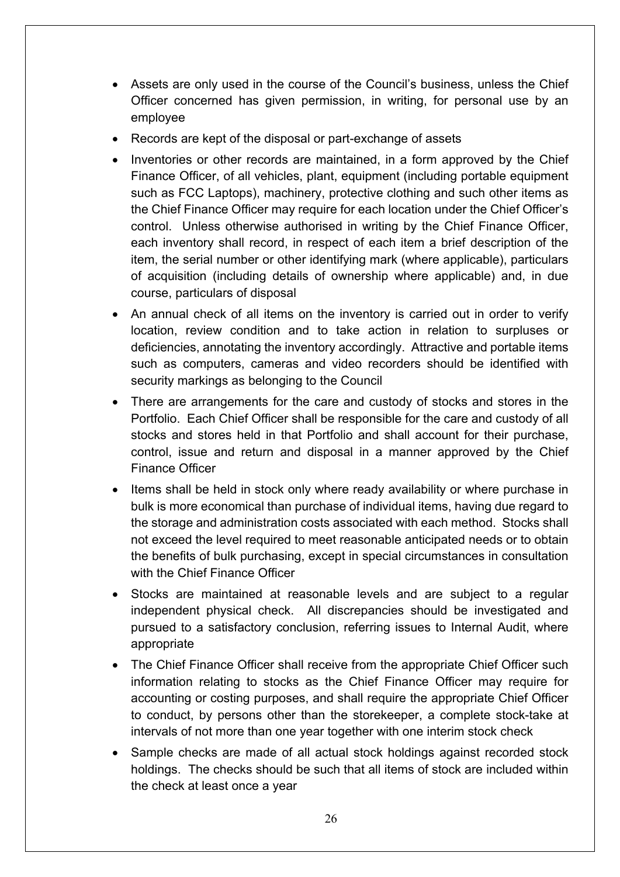- Assets are only used in the course of the Council's business, unless the Chief Officer concerned has given permission, in writing, for personal use by an employee
- Records are kept of the disposal or part-exchange of assets
- Inventories or other records are maintained, in a form approved by the Chief Finance Officer, of all vehicles, plant, equipment (including portable equipment such as FCC Laptops), machinery, protective clothing and such other items as the Chief Finance Officer may require for each location under the Chief Officer's control. Unless otherwise authorised in writing by the Chief Finance Officer, each inventory shall record, in respect of each item a brief description of the item, the serial number or other identifying mark (where applicable), particulars of acquisition (including details of ownership where applicable) and, in due course, particulars of disposal
- An annual check of all items on the inventory is carried out in order to verify location, review condition and to take action in relation to surpluses or deficiencies, annotating the inventory accordingly. Attractive and portable items such as computers, cameras and video recorders should be identified with security markings as belonging to the Council
- There are arrangements for the care and custody of stocks and stores in the Portfolio. Each Chief Officer shall be responsible for the care and custody of all stocks and stores held in that Portfolio and shall account for their purchase, control, issue and return and disposal in a manner approved by the Chief Finance Officer
- Items shall be held in stock only where ready availability or where purchase in bulk is more economical than purchase of individual items, having due regard to the storage and administration costs associated with each method. Stocks shall not exceed the level required to meet reasonable anticipated needs or to obtain the benefits of bulk purchasing, except in special circumstances in consultation with the Chief Finance Officer
- Stocks are maintained at reasonable levels and are subject to a regular independent physical check. All discrepancies should be investigated and pursued to a satisfactory conclusion, referring issues to Internal Audit, where appropriate
- The Chief Finance Officer shall receive from the appropriate Chief Officer such information relating to stocks as the Chief Finance Officer may require for accounting or costing purposes, and shall require the appropriate Chief Officer to conduct, by persons other than the storekeeper, a complete stock-take at intervals of not more than one year together with one interim stock check
- Sample checks are made of all actual stock holdings against recorded stock holdings. The checks should be such that all items of stock are included within the check at least once a year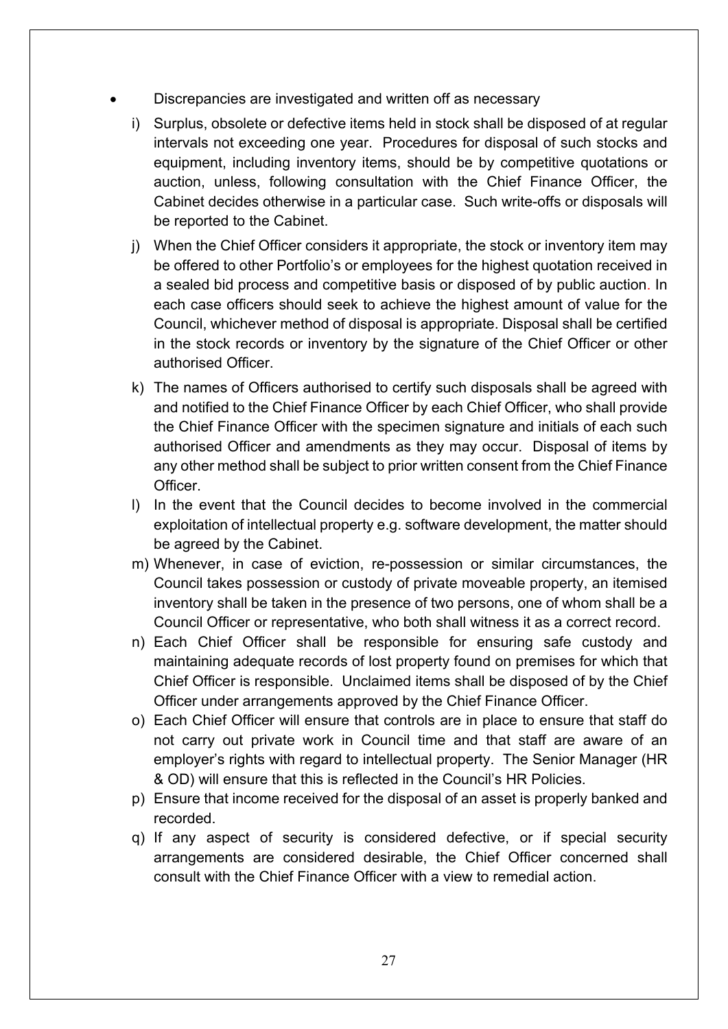- Discrepancies are investigated and written off as necessary

i) Surplus, obsolete or defective items held in stock shall be disposed of at regular intervals not exceeding one year. Procedures for disposal of such stocks and equipment, including inventory items, should be by competitive quotations or auction, unless, following consultation with the Chief Finance Officer, the Cabinet decides otherwise in a particular case. Such write-offs or disposals will be reported to the Cabinet.

j) When the Chief Officer considers it appropriate, the stock or inventory item may be offered to other Portfolio's or employees for the highest quotation received in a sealed bid process and competitive basis or disposed of by public auction. In each case officers should seek to achieve the highest amount of value for the Council, whichever method of disposal is appropriate. Disposal shall be certified in the stock records or inventory by the signature of the Chief Officer or other authorised Officer.

k) The names of Officers authorised to certify such disposals shall be agreed with and notified to the Chief Finance Officer by each Chief Officer, who shall provide the Chief Finance Officer with the specimen signature and initials of each such authorised Officer and amendments as they may occur. Disposal of items by any other method shall be subject to prior written consent from the Chief Finance Officer.

l) In the event that the Council decides to become involved in the commercial exploitation of intellectual property e.g. software development, the matter should be agreed by the Cabinet.

m) Whenever, in case of eviction, re-possession or similar circumstances, the Council takes possession or custody of private moveable property, an itemised inventory shall be taken in the presence of two persons, one of whom shall be a Council Officer or representative, who both shall witness it as a correct record.

n) Each Chief Officer shall be responsible for ensuring safe custody and maintaining adequate records of lost property found on premises for which that Chief Officer is responsible. Unclaimed items shall be disposed of by the Chief Officer under arrangements approved by the Chief Finance Officer.

o) Each Chief Officer will ensure that controls are in place to ensure that staff do not carry out private work in Council time and that staff are aware of an employer's rights with regard to intellectual property. The Senior Manager (HR & OD) will ensure that this is reflected in the Council's HR Policies.

p) Ensure that income received for the disposal of an asset is properly banked and recorded.

q) If any aspect of security is considered defective, or if special security arrangements are considered desirable, the Chief Officer concerned shall consult with the Chief Finance Officer with a view to remedial action.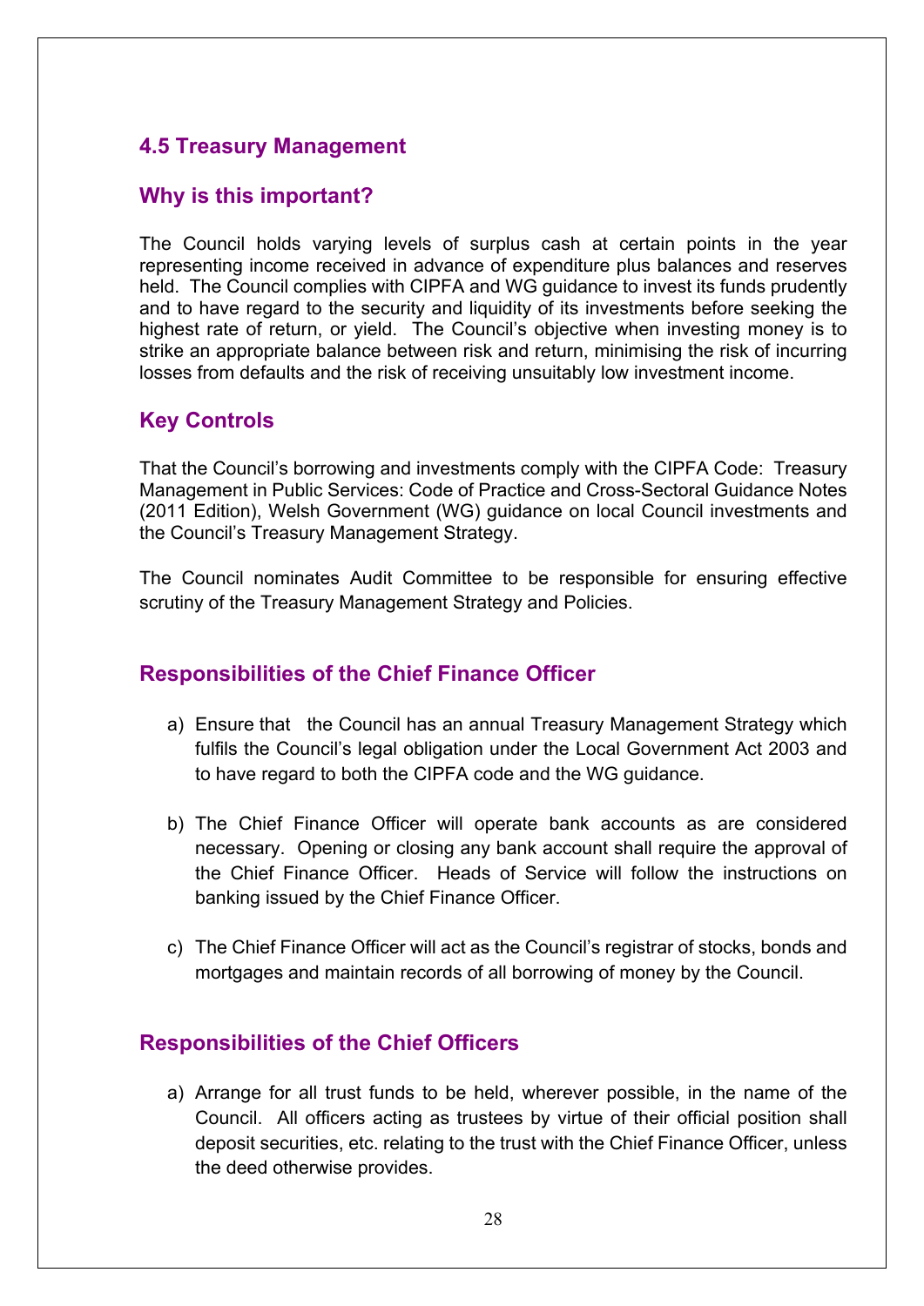## 4.5 Treasury Management

### Why is this important?

The Council holds varying levels of surplus cash at certain points in the year representing income received in advance of expenditure plus balances and reserves held. The Council complies with CIPFA and WG guidance to invest its funds prudently and to have regard to the security and liquidity of its investments before seeking the highest rate of return, or yield. The Council's objective when investing money is to strike an appropriate balance between risk and return, minimising the risk of incurring losses from defaults and the risk of receiving unsuitably low investment income.

### Key Controls

That the Council's borrowing and investments comply with the CIPFA Code: Treasury Management in Public Services: Code of Practice and Cross-Sectoral Guidance Notes (2011 Edition), Welsh Government (WG) guidance on local Council investments and the Council's Treasury Management Strategy.

The Council nominates Audit Committee to be responsible for ensuring effective scrutiny of the Treasury Management Strategy and Policies.

### Responsibilities of the Chief Finance Officer

a) Ensure that the Council has an annual Treasury Management Strategy which fulfils the Council's legal obligation under the Local Government Act 2003 and to have regard to both the CIPFA code and the WG guidance.

b) The Chief Finance Officer will operate bank accounts as are considered necessary. Opening or closing any bank account shall require the approval of the Chief Finance Officer. Heads of Service will follow the instructions on banking issued by the Chief Finance Officer.

c) The Chief Finance Officer will act as the Council's registrar of stocks, bonds and mortgages and maintain records of all borrowing of money by the Council.

### Responsibilities of the Chief Officers

a) Arrange for all trust funds to be held, wherever possible, in the name of the Council. All officers acting as trustees by virtue of their official position shall deposit securities, etc. relating to the trust with the Chief Finance Officer, unless the deed otherwise provides.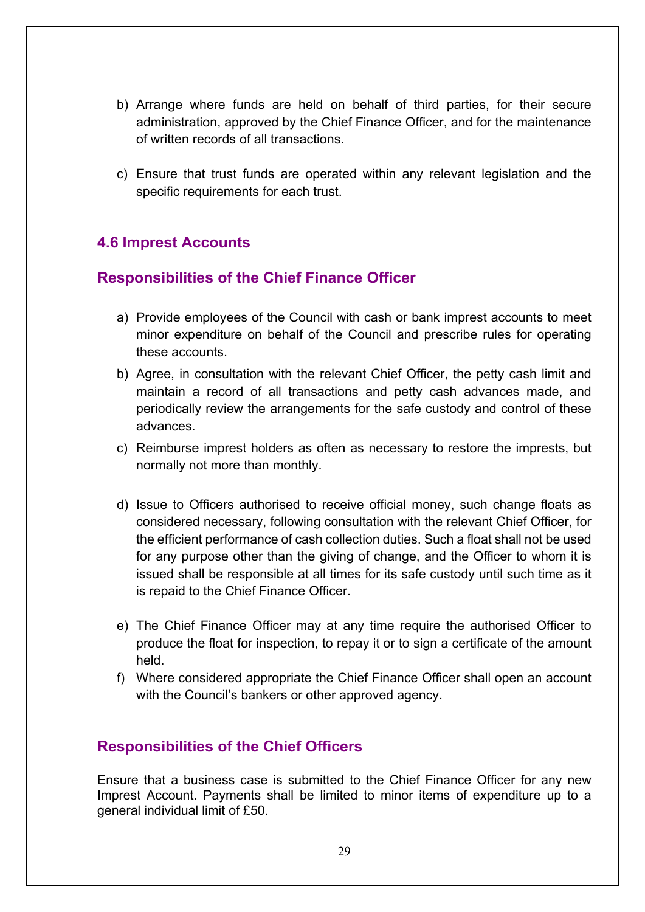b) Arrange where funds are held on behalf of third parties, for their secure administration, approved by the Chief Finance Officer, and for the maintenance of written records of all transactions.

c) Ensure that trust funds are operated within any relevant legislation and the specific requirements for each trust.

### 4.6 Imprest Accounts

### Responsibilities of the Chief Finance Officer

a) Provide employees of the Council with cash or bank imprest accounts to meet minor expenditure on behalf of the Council and prescribe rules for operating these accounts.

b) Agree, in consultation with the relevant Chief Officer, the petty cash limit and maintain a record of all transactions and petty cash advances made, and periodically review the arrangements for the safe custody and control of these advances.

c) Reimburse imprest holders as often as necessary to restore the imprests, but normally not more than monthly.

d) Issue to Officers authorised to receive official money, such change floats as considered necessary, following consultation with the relevant Chief Officer, for the efficient performance of cash collection duties. Such a float shall not be used for any purpose other than the giving of change, and the Officer to whom it is issued shall be responsible at all times for its safe custody until such time as it is repaid to the Chief Finance Officer.

e) The Chief Finance Officer may at any time require the authorised Officer to produce the float for inspection, to repay it or to sign a certificate of the amount held.

f) Where considered appropriate the Chief Finance Officer shall open an account with the Council's bankers or other approved agency.

### Responsibilities of the Chief Officers

Ensure that a business case is submitted to the Chief Finance Officer for any new Imprest Account. Payments shall be limited to minor items of expenditure up to a general individual limit of £50.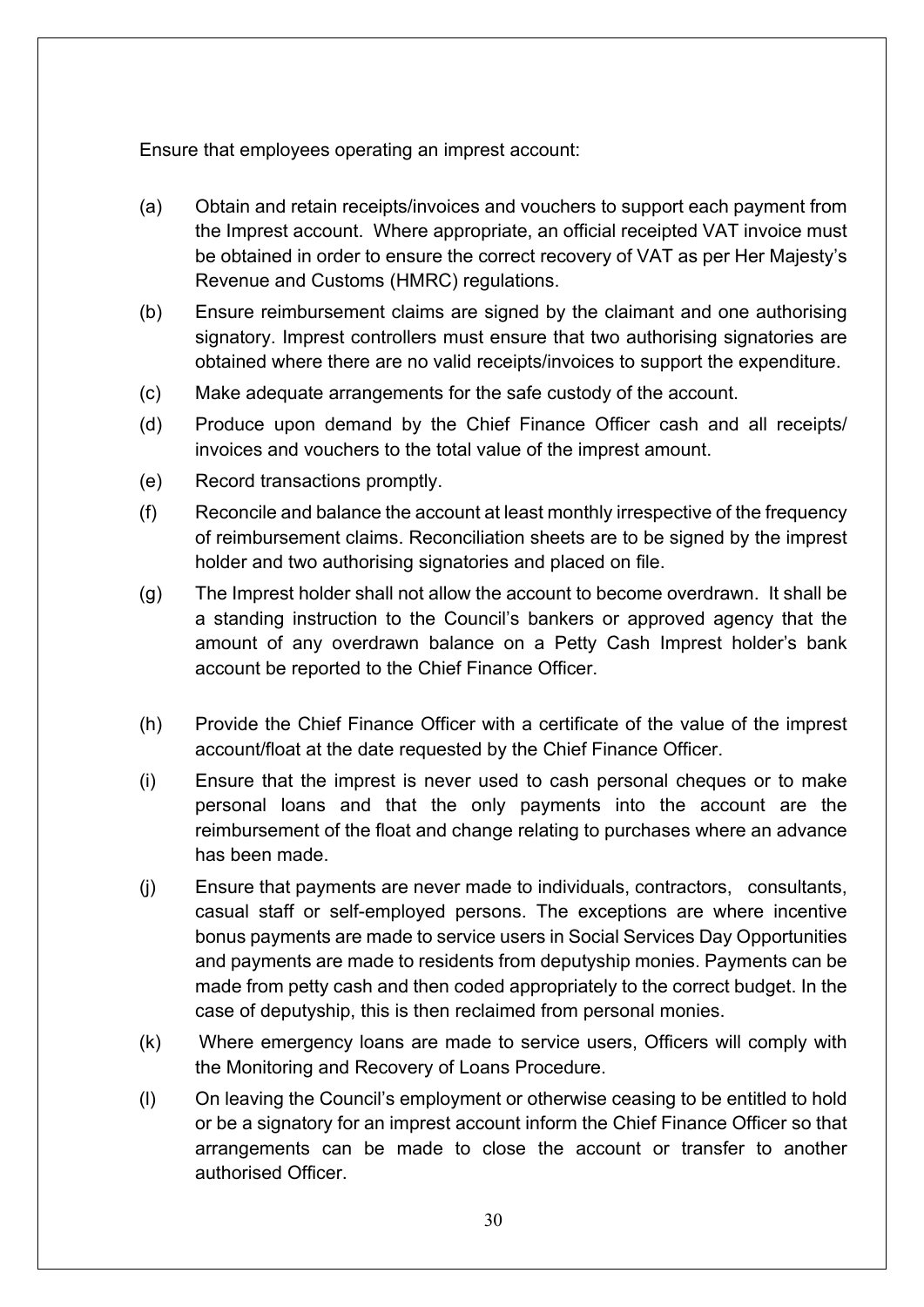Ensure that employees operating an imprest account:

(a) Obtain and retain receipts/invoices and vouchers to support each payment from the Imprest account. Where appropriate, an official receipted VAT invoice must be obtained in order to ensure the correct recovery of VAT as per Her Majesty's Revenue and Customs (HMRC) regulations.

(b) Ensure reimbursement claims are signed by the claimant and one authorising signatory. Imprest controllers must ensure that two authorising signatories are obtained where there are no valid receipts/invoices to support the expenditure.

(c) Make adequate arrangements for the safe custody of the account.

(d) Produce upon demand by the Chief Finance Officer cash and all receipts/ invoices and vouchers to the total value of the imprest amount.

(e) Record transactions promptly.

(f) Reconcile and balance the account at least monthly irrespective of the frequency of reimbursement claims. Reconciliation sheets are to be signed by the imprest holder and two authorising signatories and placed on file.

(g) The Imprest holder shall not allow the account to become overdrawn. It shall be a standing instruction to the Council's bankers or approved agency that the amount of any overdrawn balance on a Petty Cash Imprest holder's bank account be reported to the Chief Finance Officer.

(h) Provide the Chief Finance Officer with a certificate of the value of the imprest account/float at the date requested by the Chief Finance Officer.

(i) Ensure that the imprest is never used to cash personal cheques or to make personal loans and that the only payments into the account are the reimbursement of the float and change relating to purchases where an advance has been made.

(j) Ensure that payments are never made to individuals, contractors, consultants, casual staff or self-employed persons. The exceptions are where incentive bonus payments are made to service users in Social Services Day Opportunities and payments are made to residents from deputyship monies. Payments can be made from petty cash and then coded appropriately to the correct budget. In the case of deputyship, this is then reclaimed from personal monies.

(k) Where emergency loans are made to service users, Officers will comply with the Monitoring and Recovery of Loans Procedure.

(l) On leaving the Council's employment or otherwise ceasing to be entitled to hold or be a signatory for an imprest account inform the Chief Finance Officer so that arrangements can be made to close the account or transfer to another authorised Officer.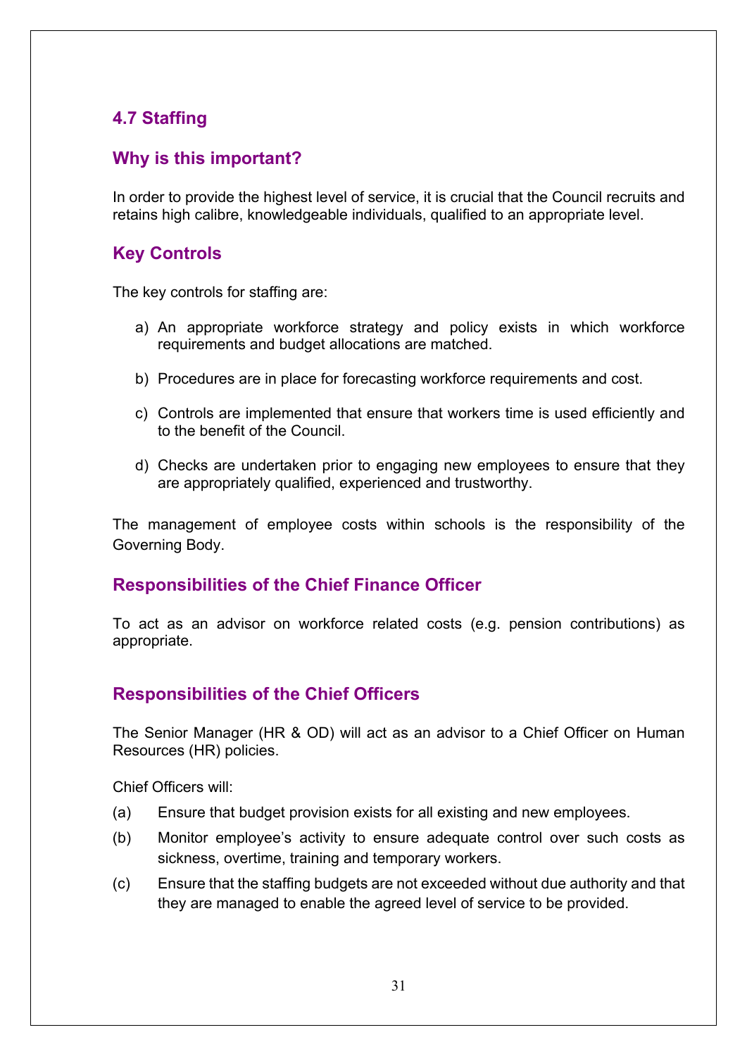## 4.7 Staffing

### Why is this important?

In order to provide the highest level of service, it is crucial that the Council recruits and retains high calibre, knowledgeable individuals, qualified to an appropriate level.

### Key Controls

The key controls for staffing are:

a) An appropriate workforce strategy and policy exists in which workforce requirements and budget allocations are matched.

b) Procedures are in place for forecasting workforce requirements and cost.

c) Controls are implemented that ensure that workers time is used efficiently and to the benefit of the Council.

d) Checks are undertaken prior to engaging new employees to ensure that they are appropriately qualified, experienced and trustworthy.

The management of employee costs within schools is the responsibility of the Governing Body.

### Responsibilities of the Chief Finance Officer

To act as an advisor on workforce related costs (e.g. pension contributions) as appropriate.

### Responsibilities of the Chief Officers

The Senior Manager (HR & OD) will act as an advisor to a Chief Officer on Human Resources (HR) policies.

Chief Officers will:

(a) Ensure that budget provision exists for all existing and new employees.

(b) Monitor employee's activity to ensure adequate control over such costs as sickness, overtime, training and temporary workers.

(c) Ensure that the staffing budgets are not exceeded without due authority and that they are managed to enable the agreed level of service to be provided.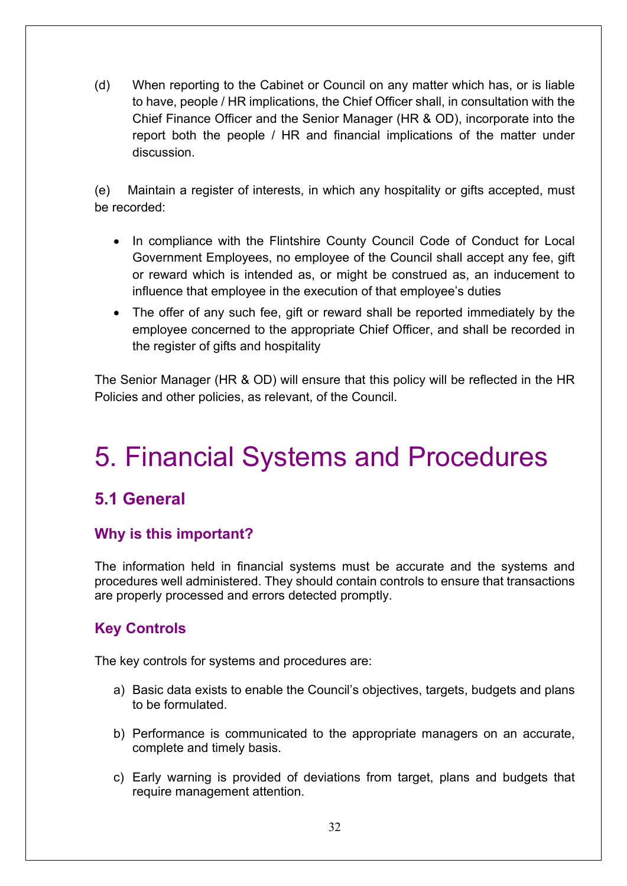(d) When reporting to the Cabinet or Council on any matter which has, or is liable to have, people / HR implications, the Chief Officer shall, in consultation with the Chief Finance Officer and the Senior Manager (HR & OD), incorporate into the report both the people / HR and financial implications of the matter under discussion.

(e) Maintain a register of interests, in which any hospitality or gifts accepted, must be recorded:

- In compliance with the Flintshire County Council Code of Conduct for Local Government Employees, no employee of the Council shall accept any fee, gift or reward which is intended as, or might be construed as, an inducement to influence that employee in the execution of that employee's duties
- The offer of any such fee, gift or reward shall be reported immediately by the employee concerned to the appropriate Chief Officer, and shall be recorded in the register of gifts and hospitality

The Senior Manager (HR & OD) will ensure that this policy will be reflected in the HR Policies and other policies, as relevant, of the Council.

# 5. Financial Systems and Procedures

## 5.1 General

### Why is this important?

The information held in financial systems must be accurate and the systems and procedures well administered. They should contain controls to ensure that transactions are properly processed and errors detected promptly.

### Key Controls

The key controls for systems and procedures are:

a) Basic data exists to enable the Council's objectives, targets, budgets and plans to be formulated.

b) Performance is communicated to the appropriate managers on an accurate, complete and timely basis.

c) Early warning is provided of deviations from target, plans and budgets that require management attention.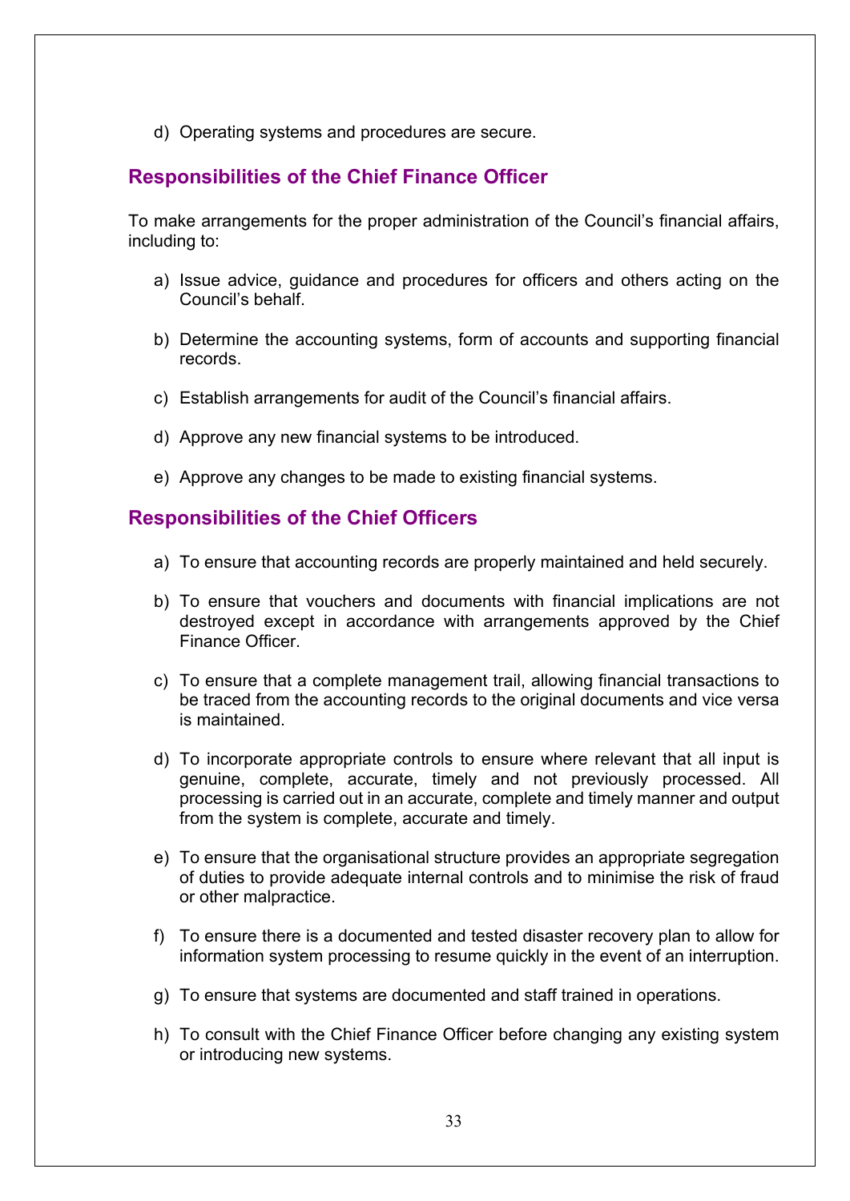d) Operating systems and procedures are secure.

## Responsibilities of the Chief Finance Officer

To make arrangements for the proper administration of the Council's financial affairs, including to:

a) Issue advice, guidance and procedures for officers and others acting on the Council's behalf.

b) Determine the accounting systems, form of accounts and supporting financial records.

c) Establish arrangements for audit of the Council's financial affairs.

d) Approve any new financial systems to be introduced.

e) Approve any changes to be made to existing financial systems.

## Responsibilities of the Chief Officers

a) To ensure that accounting records are properly maintained and held securely.

b) To ensure that vouchers and documents with financial implications are not destroyed except in accordance with arrangements approved by the Chief Finance Officer.

c) To ensure that a complete management trail, allowing financial transactions to be traced from the accounting records to the original documents and vice versa is maintained.

d) To incorporate appropriate controls to ensure where relevant that all input is genuine, complete, accurate, timely and not previously processed. All processing is carried out in an accurate, complete and timely manner and output from the system is complete, accurate and timely.

e) To ensure that the organisational structure provides an appropriate segregation of duties to provide adequate internal controls and to minimise the risk of fraud or other malpractice.

f) To ensure there is a documented and tested disaster recovery plan to allow for information system processing to resume quickly in the event of an interruption.

g) To ensure that systems are documented and staff trained in operations.

h) To consult with the Chief Finance Officer before changing any existing system or introducing new systems.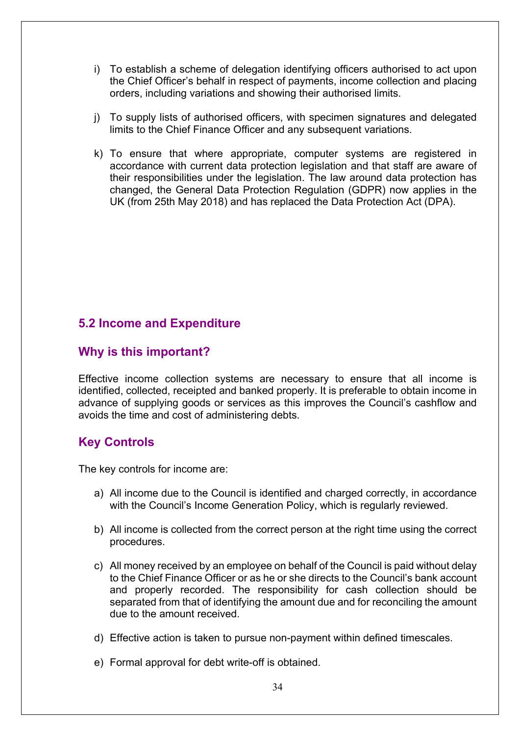i) To establish a scheme of delegation identifying officers authorised to act upon the Chief Officer's behalf in respect of payments, income collection and placing orders, including variations and showing their authorised limits.

j) To supply lists of authorised officers, with specimen signatures and delegated limits to the Chief Finance Officer and any subsequent variations.

k) To ensure that where appropriate, computer systems are registered in accordance with current data protection legislation and that staff are aware of their responsibilities under the legislation. The law around data protection has changed, the General Data Protection Regulation (GDPR) now applies in the UK (from 25th May 2018) and has replaced the Data Protection Act (DPA).

## 5.2 Income and Expenditure

### Why is this important?

Effective income collection systems are necessary to ensure that all income is identified, collected, receipted and banked properly. It is preferable to obtain income in advance of supplying goods or services as this improves the Council's cashflow and avoids the time and cost of administering debts.

### Key Controls

The key controls for income are:

a) All income due to the Council is identified and charged correctly, in accordance with the Council's Income Generation Policy, which is regularly reviewed.

b) All income is collected from the correct person at the right time using the correct procedures.

c) All money received by an employee on behalf of the Council is paid without delay to the Chief Finance Officer or as he or she directs to the Council's bank account and properly recorded. The responsibility for cash collection should be separated from that of identifying the amount due and for reconciling the amount due to the amount received.

d) Effective action is taken to pursue non-payment within defined timescales.

e) Formal approval for debt write-off is obtained.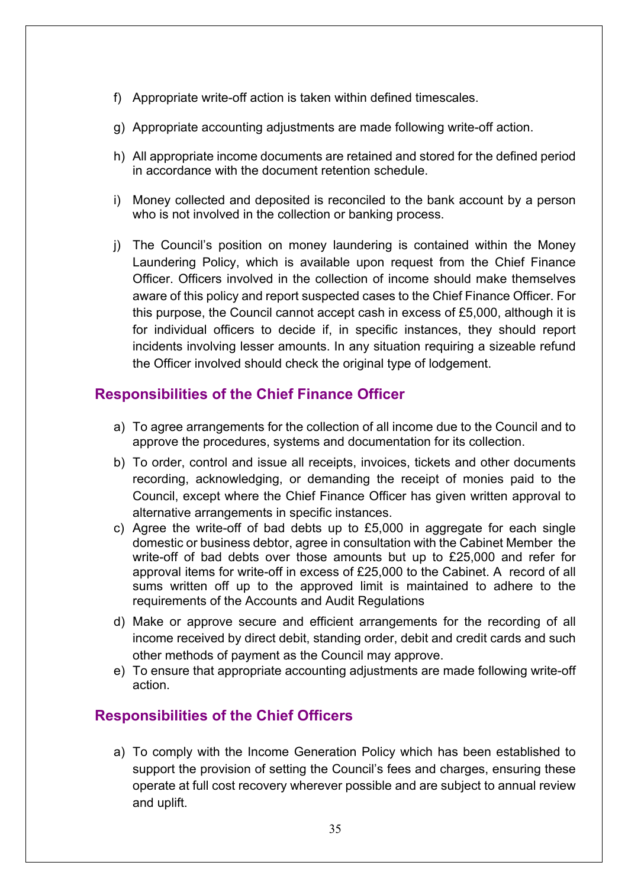f) Appropriate write-off action is taken within defined timescales.

g) Appropriate accounting adjustments are made following write-off action.

h) All appropriate income documents are retained and stored for the defined period in accordance with the document retention schedule.

i) Money collected and deposited is reconciled to the bank account by a person who is not involved in the collection or banking process.

j) The Council's position on money laundering is contained within the Money Laundering Policy, which is available upon request from the Chief Finance Officer. Officers involved in the collection of income should make themselves aware of this policy and report suspected cases to the Chief Finance Officer. For this purpose, the Council cannot accept cash in excess of £5,000, although it is for individual officers to decide if, in specific instances, they should report incidents involving lesser amounts. In any situation requiring a sizeable refund the Officer involved should check the original type of lodgement.

## Responsibilities of the Chief Finance Officer

a) To agree arrangements for the collection of all income due to the Council and to approve the procedures, systems and documentation for its collection.

b) To order, control and issue all receipts, invoices, tickets and other documents recording, acknowledging, or demanding the receipt of monies paid to the Council, except where the Chief Finance Officer has given written approval to alternative arrangements in specific instances.

c) Agree the write-off of bad debts up to £5,000 in aggregate for each single domestic or business debtor, agree in consultation with the Cabinet Member the write-off of bad debts over those amounts but up to £25,000 and refer for approval items for write-off in excess of £25,000 to the Cabinet. A record of all sums written off up to the approved limit is maintained to adhere to the requirements of the Accounts and Audit Regulations

d) Make or approve secure and efficient arrangements for the recording of all income received by direct debit, standing order, debit and credit cards and such other methods of payment as the Council may approve.

e) To ensure that appropriate accounting adjustments are made following write-off action.

## Responsibilities of the Chief Officers

a) To comply with the Income Generation Policy which has been established to support the provision of setting the Council's fees and charges, ensuring these operate at full cost recovery wherever possible and are subject to annual review and uplift.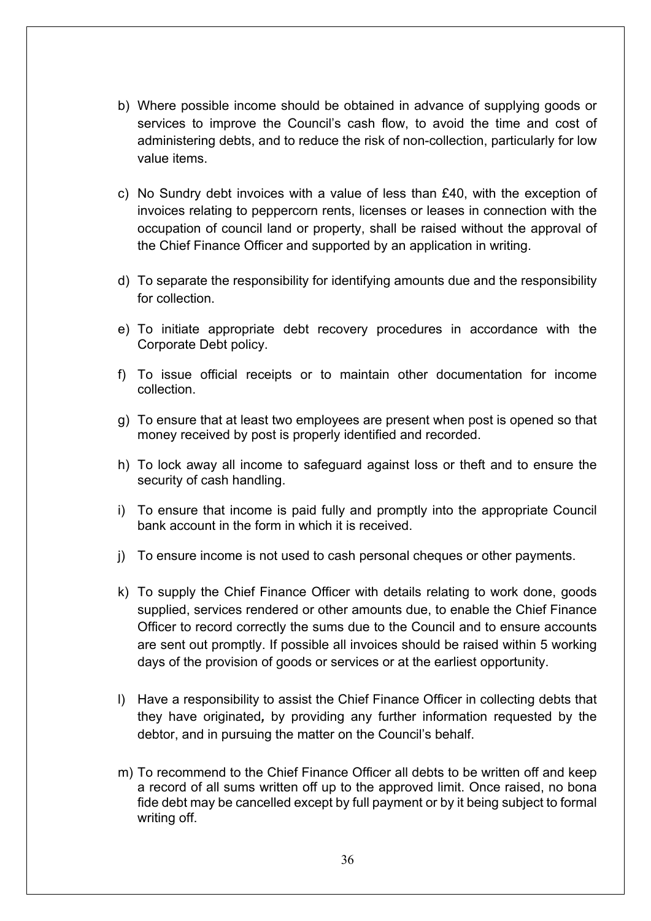b) Where possible income should be obtained in advance of supplying goods or services to improve the Council's cash flow, to avoid the time and cost of administering debts, and to reduce the risk of non-collection, particularly for low value items.

c) No Sundry debt invoices with a value of less than £40, with the exception of invoices relating to peppercorn rents, licenses or leases in connection with the occupation of council land or property, shall be raised without the approval of the Chief Finance Officer and supported by an application in writing.

d) To separate the responsibility for identifying amounts due and the responsibility for collection.

e) To initiate appropriate debt recovery procedures in accordance with the Corporate Debt policy.

f) To issue official receipts or to maintain other documentation for income collection.

g) To ensure that at least two employees are present when post is opened so that money received by post is properly identified and recorded.

h) To lock away all income to safeguard against loss or theft and to ensure the security of cash handling.

i) To ensure that income is paid fully and promptly into the appropriate Council bank account in the form in which it is received.

j) To ensure income is not used to cash personal cheques or other payments.

k) To supply the Chief Finance Officer with details relating to work done, goods supplied, services rendered or other amounts due, to enable the Chief Finance Officer to record correctly the sums due to the Council and to ensure accounts are sent out promptly. If possible all invoices should be raised within 5 working days of the provision of goods or services or at the earliest opportunity.

l) Have a responsibility to assist the Chief Finance Officer in collecting debts that they have originated*,* by providing any further information requested by the debtor, and in pursuing the matter on the Council's behalf.

m) To recommend to the Chief Finance Officer all debts to be written off and keep a record of all sums written off up to the approved limit. Once raised, no bona fide debt may be cancelled except by full payment or by it being subject to formal writing off.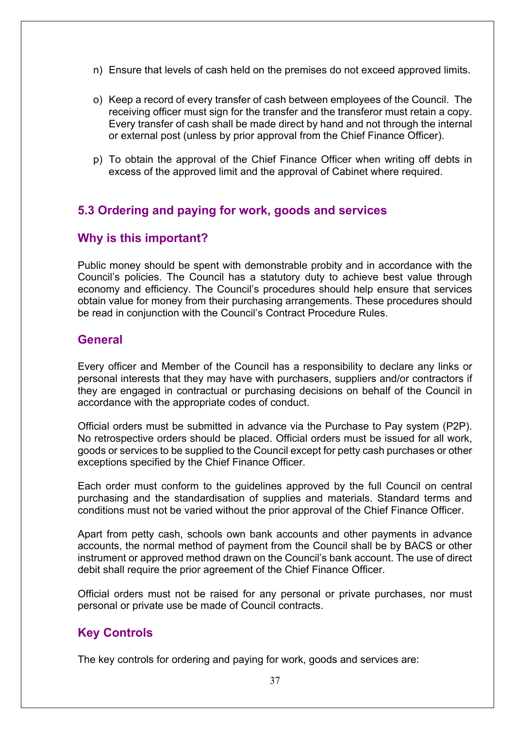n) Ensure that levels of cash held on the premises do not exceed approved limits.

o) Keep a record of every transfer of cash between employees of the Council. The receiving officer must sign for the transfer and the transferor must retain a copy. Every transfer of cash shall be made direct by hand and not through the internal or external post (unless by prior approval from the Chief Finance Officer).

p) To obtain the approval of the Chief Finance Officer when writing off debts in excess of the approved limit and the approval of Cabinet where required.

## 5.3 Ordering and paying for work, goods and services

### Why is this important?

Public money should be spent with demonstrable probity and in accordance with the Council's policies. The Council has a statutory duty to achieve best value through economy and efficiency. The Council's procedures should help ensure that services obtain value for money from their purchasing arrangements. These procedures should be read in conjunction with the Council's Contract Procedure Rules.

### General

Every officer and Member of the Council has a responsibility to declare any links or personal interests that they may have with purchasers, suppliers and/or contractors if they are engaged in contractual or purchasing decisions on behalf of the Council in accordance with the appropriate codes of conduct.

Official orders must be submitted in advance via the Purchase to Pay system (P2P). No retrospective orders should be placed. Official orders must be issued for all work, goods or services to be supplied to the Council except for petty cash purchases or other exceptions specified by the Chief Finance Officer.

Each order must conform to the guidelines approved by the full Council on central purchasing and the standardisation of supplies and materials. Standard terms and conditions must not be varied without the prior approval of the Chief Finance Officer.

Apart from petty cash, schools own bank accounts and other payments in advance accounts, the normal method of payment from the Council shall be by BACS or other instrument or approved method drawn on the Council's bank account. The use of direct debit shall require the prior agreement of the Chief Finance Officer.

Official orders must not be raised for any personal or private purchases, nor must personal or private use be made of Council contracts.

### Key Controls

The key controls for ordering and paying for work, goods and services are: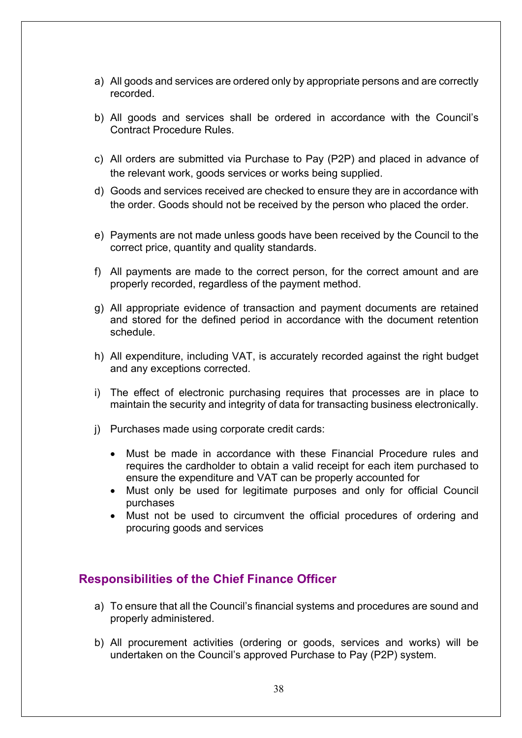a) All goods and services are ordered only by appropriate persons and are correctly recorded.

b) All goods and services shall be ordered in accordance with the Council's Contract Procedure Rules.

c) All orders are submitted via Purchase to Pay (P2P) and placed in advance of the relevant work, goods services or works being supplied.

d) Goods and services received are checked to ensure they are in accordance with the order. Goods should not be received by the person who placed the order.

e) Payments are not made unless goods have been received by the Council to the correct price, quantity and quality standards.

f) All payments are made to the correct person, for the correct amount and are properly recorded, regardless of the payment method.

g) All appropriate evidence of transaction and payment documents are retained and stored for the defined period in accordance with the document retention schedule.

h) All expenditure, including VAT, is accurately recorded against the right budget and any exceptions corrected.

i) The effect of electronic purchasing requires that processes are in place to maintain the security and integrity of data for transacting business electronically.

j) Purchases made using corporate credit cards:

   - Must be made in accordance with these Financial Procedure rules and requires the cardholder to obtain a valid receipt for each item purchased to ensure the expenditure and VAT can be properly accounted for
   - Must only be used for legitimate purposes and only for official Council purchases
   - Must not be used to circumvent the official procedures of ordering and procuring goods and services

## Responsibilities of the Chief Finance Officer

a) To ensure that all the Council's financial systems and procedures are sound and properly administered.

b) All procurement activities (ordering or goods, services and works) will be undertaken on the Council's approved Purchase to Pay (P2P) system.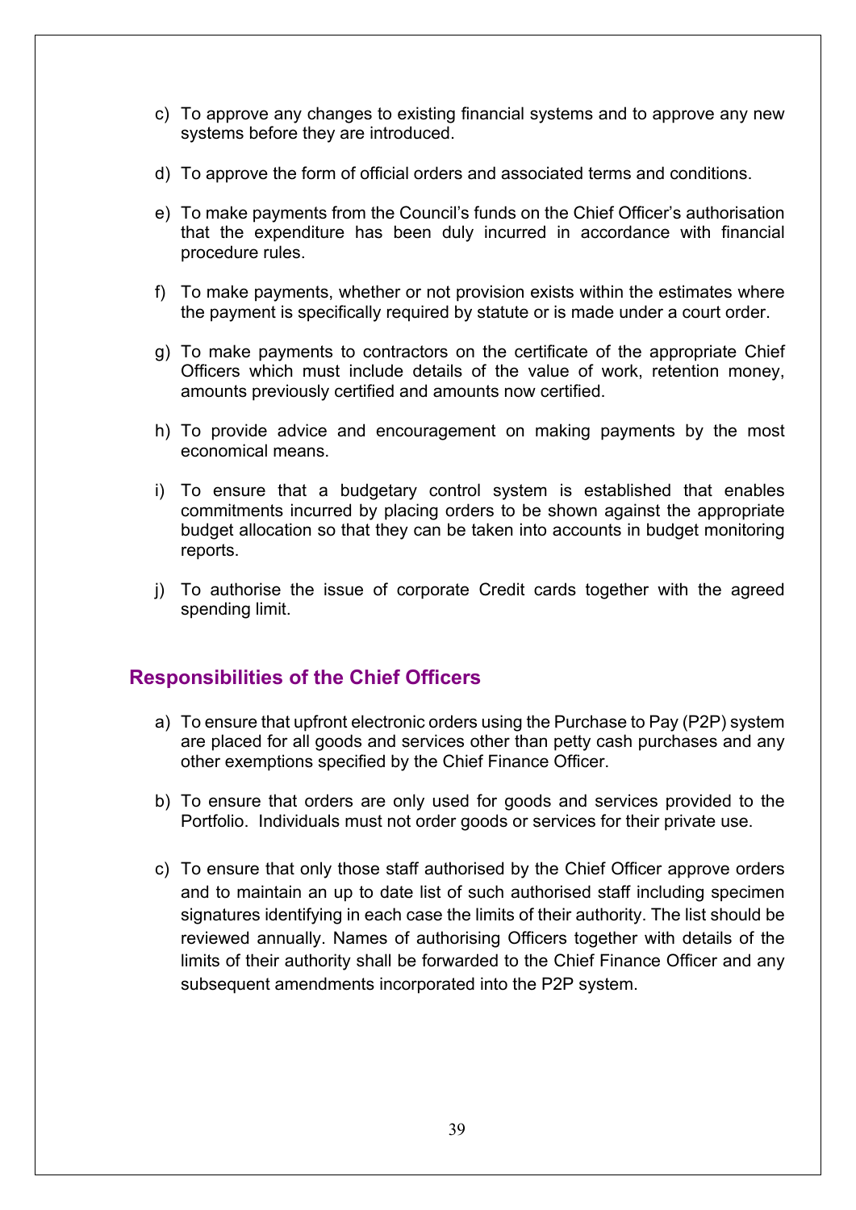c) To approve any changes to existing financial systems and to approve any new systems before they are introduced.

d) To approve the form of official orders and associated terms and conditions.

e) To make payments from the Council's funds on the Chief Officer's authorisation that the expenditure has been duly incurred in accordance with financial procedure rules.

f) To make payments, whether or not provision exists within the estimates where the payment is specifically required by statute or is made under a court order.

g) To make payments to contractors on the certificate of the appropriate Chief Officers which must include details of the value of work, retention money, amounts previously certified and amounts now certified.

h) To provide advice and encouragement on making payments by the most economical means.

i) To ensure that a budgetary control system is established that enables commitments incurred by placing orders to be shown against the appropriate budget allocation so that they can be taken into accounts in budget monitoring reports.

j) To authorise the issue of corporate Credit cards together with the agreed spending limit.

## Responsibilities of the Chief Officers

a) To ensure that upfront electronic orders using the Purchase to Pay (P2P) system are placed for all goods and services other than petty cash purchases and any other exemptions specified by the Chief Finance Officer.

b) To ensure that orders are only used for goods and services provided to the Portfolio. Individuals must not order goods or services for their private use.

c) To ensure that only those staff authorised by the Chief Officer approve orders and to maintain an up to date list of such authorised staff including specimen signatures identifying in each case the limits of their authority. The list should be reviewed annually. Names of authorising Officers together with details of the limits of their authority shall be forwarded to the Chief Finance Officer and any subsequent amendments incorporated into the P2P system.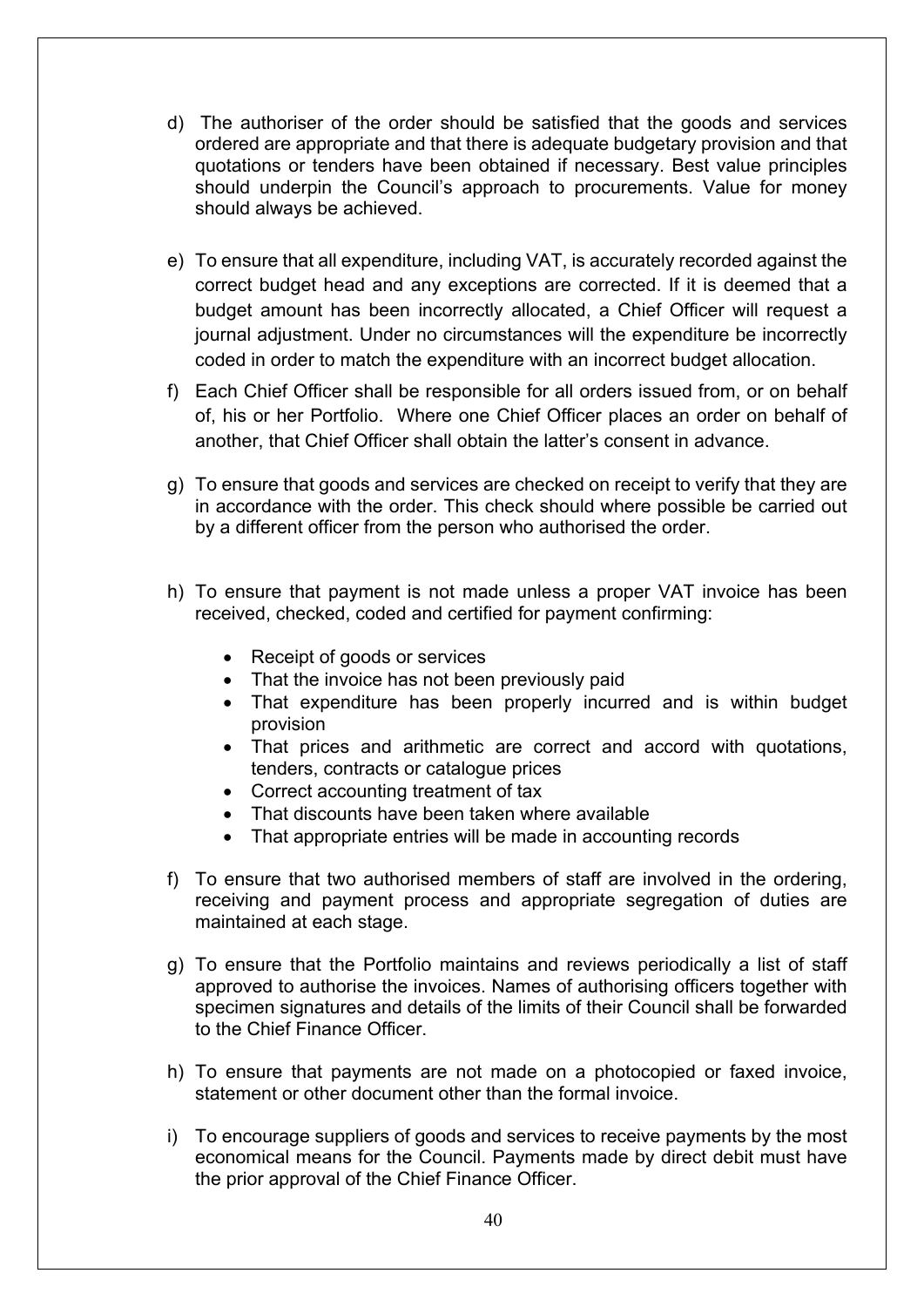d) The authoriser of the order should be satisfied that the goods and services ordered are appropriate and that there is adequate budgetary provision and that quotations or tenders have been obtained if necessary. Best value principles should underpin the Council's approach to procurements. Value for money should always be achieved.

e) To ensure that all expenditure, including VAT, is accurately recorded against the correct budget head and any exceptions are corrected. If it is deemed that a budget amount has been incorrectly allocated, a Chief Officer will request a journal adjustment. Under no circumstances will the expenditure be incorrectly coded in order to match the expenditure with an incorrect budget allocation.

f) Each Chief Officer shall be responsible for all orders issued from, or on behalf of, his or her Portfolio. Where one Chief Officer places an order on behalf of another, that Chief Officer shall obtain the latter's consent in advance.

g) To ensure that goods and services are checked on receipt to verify that they are in accordance with the order. This check should where possible be carried out by a different officer from the person who authorised the order.

h) To ensure that payment is not made unless a proper VAT invoice has been received, checked, coded and certified for payment confirming:

- Receipt of goods or services
- That the invoice has not been previously paid
- That expenditure has been properly incurred and is within budget provision
- That prices and arithmetic are correct and accord with quotations, tenders, contracts or catalogue prices
- Correct accounting treatment of tax
- That discounts have been taken where available
- That appropriate entries will be made in accounting records

f) To ensure that two authorised members of staff are involved in the ordering, receiving and payment process and appropriate segregation of duties are maintained at each stage.

g) To ensure that the Portfolio maintains and reviews periodically a list of staff approved to authorise the invoices. Names of authorising officers together with specimen signatures and details of the limits of their Council shall be forwarded to the Chief Finance Officer.

h) To ensure that payments are not made on a photocopied or faxed invoice, statement or other document other than the formal invoice.

i) To encourage suppliers of goods and services to receive payments by the most economical means for the Council. Payments made by direct debit must have the prior approval of the Chief Finance Officer.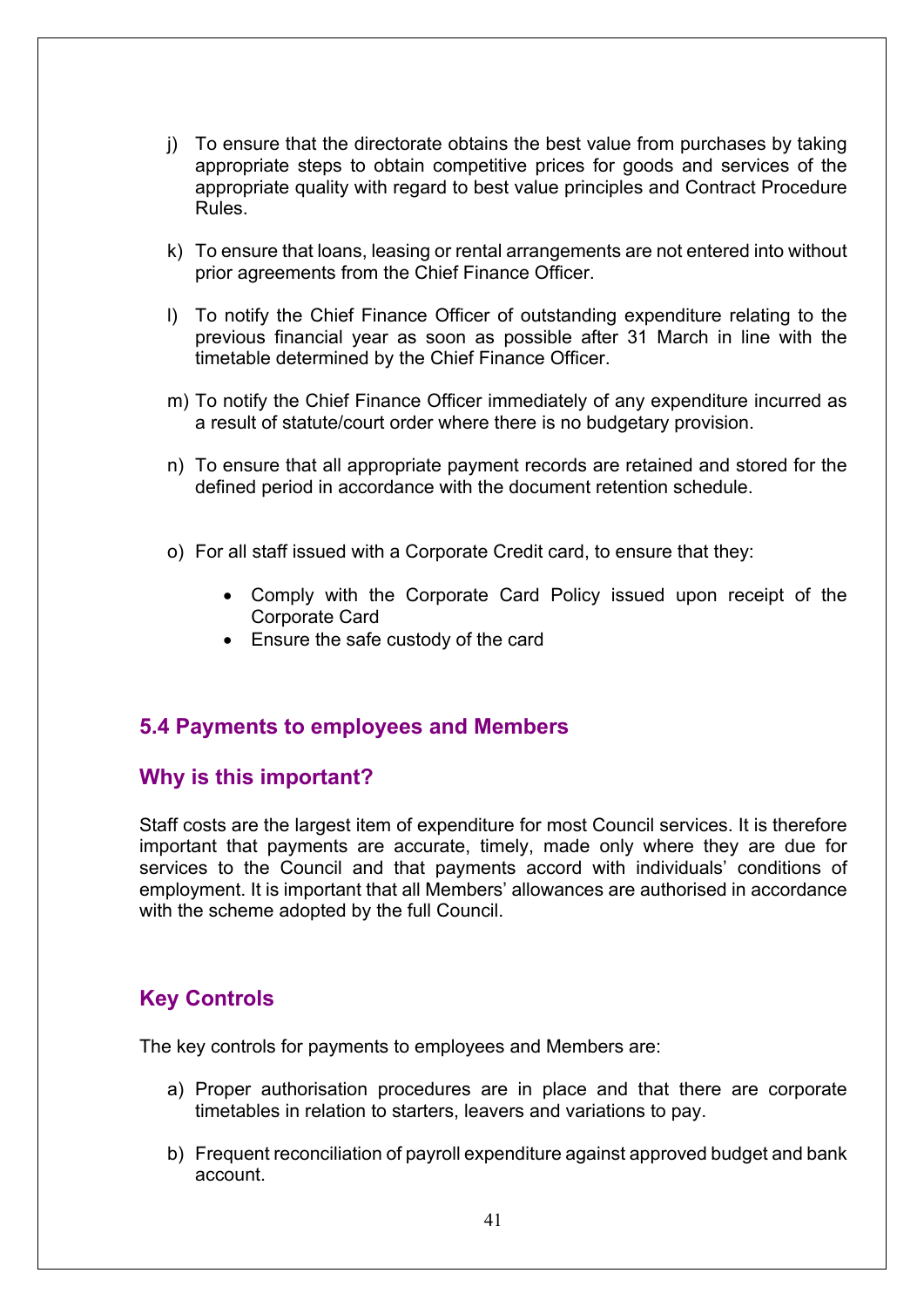j) To ensure that the directorate obtains the best value from purchases by taking appropriate steps to obtain competitive prices for goods and services of the appropriate quality with regard to best value principles and Contract Procedure Rules.

k) To ensure that loans, leasing or rental arrangements are not entered into without prior agreements from the Chief Finance Officer.

l) To notify the Chief Finance Officer of outstanding expenditure relating to the previous financial year as soon as possible after 31 March in line with the timetable determined by the Chief Finance Officer.

m) To notify the Chief Finance Officer immediately of any expenditure incurred as a result of statute/court order where there is no budgetary provision.

n) To ensure that all appropriate payment records are retained and stored for the defined period in accordance with the document retention schedule.

o) For all staff issued with a Corporate Credit card, to ensure that they:

- Comply with the Corporate Card Policy issued upon receipt of the Corporate Card
- Ensure the safe custody of the card

## 5.4 Payments to employees and Members

## Why is this important?

Staff costs are the largest item of expenditure for most Council services. It is therefore important that payments are accurate, timely, made only where they are due for services to the Council and that payments accord with individuals' conditions of employment. It is important that all Members' allowances are authorised in accordance with the scheme adopted by the full Council.

## Key Controls

The key controls for payments to employees and Members are:

a) Proper authorisation procedures are in place and that there are corporate timetables in relation to starters, leavers and variations to pay.

b) Frequent reconciliation of payroll expenditure against approved budget and bank account.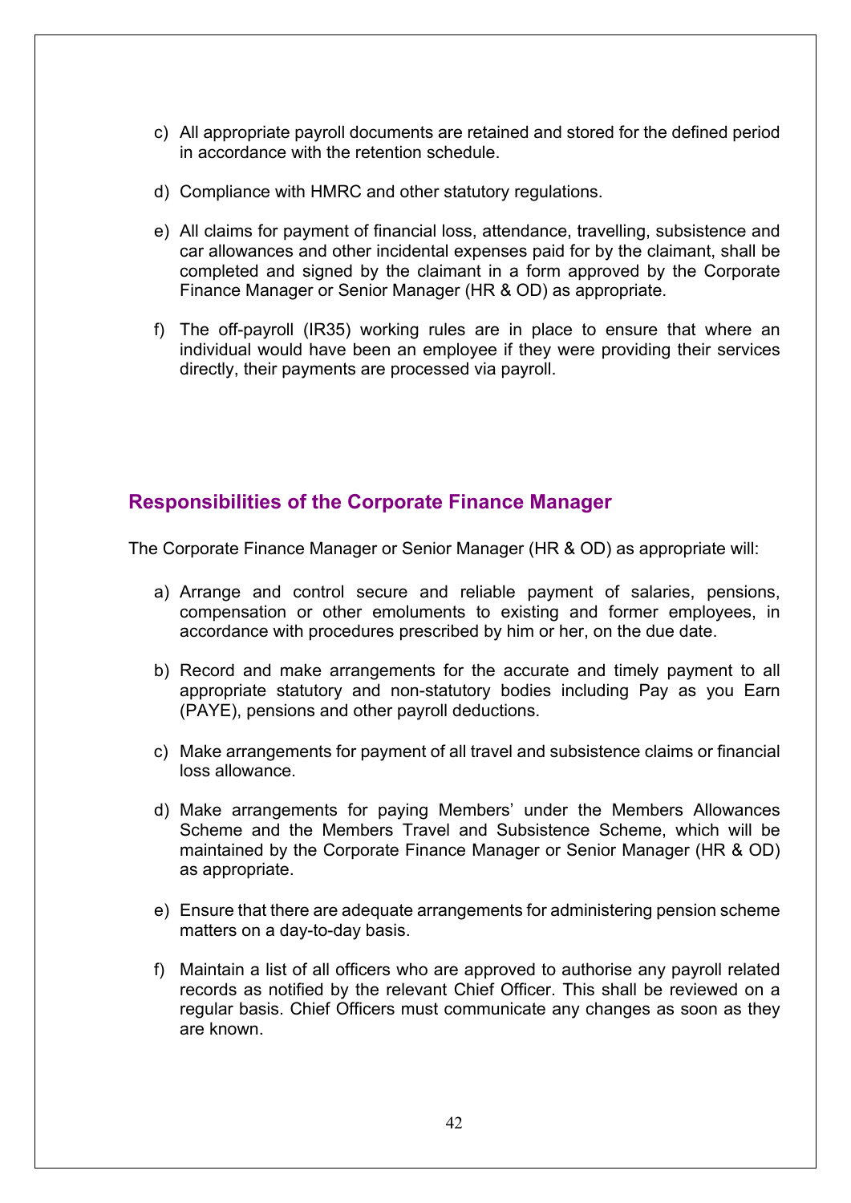c) All appropriate payroll documents are retained and stored for the defined period in accordance with the retention schedule.

d) Compliance with HMRC and other statutory regulations.

e) All claims for payment of financial loss, attendance, travelling, subsistence and car allowances and other incidental expenses paid for by the claimant, shall be completed and signed by the claimant in a form approved by the Corporate Finance Manager or Senior Manager (HR & OD) as appropriate.

f) The off-payroll (IR35) working rules are in place to ensure that where an individual would have been an employee if they were providing their services directly, their payments are processed via payroll.

## Responsibilities of the Corporate Finance Manager

The Corporate Finance Manager or Senior Manager (HR & OD) as appropriate will:

a) Arrange and control secure and reliable payment of salaries, pensions, compensation or other emoluments to existing and former employees, in accordance with procedures prescribed by him or her, on the due date.

b) Record and make arrangements for the accurate and timely payment to all appropriate statutory and non-statutory bodies including Pay as you Earn (PAYE), pensions and other payroll deductions.

c) Make arrangements for payment of all travel and subsistence claims or financial loss allowance.

d) Make arrangements for paying Members' under the Members Allowances Scheme and the Members Travel and Subsistence Scheme, which will be maintained by the Corporate Finance Manager or Senior Manager (HR & OD) as appropriate.

e) Ensure that there are adequate arrangements for administering pension scheme matters on a day-to-day basis.

f) Maintain a list of all officers who are approved to authorise any payroll related records as notified by the relevant Chief Officer. This shall be reviewed on a regular basis. Chief Officers must communicate any changes as soon as they are known.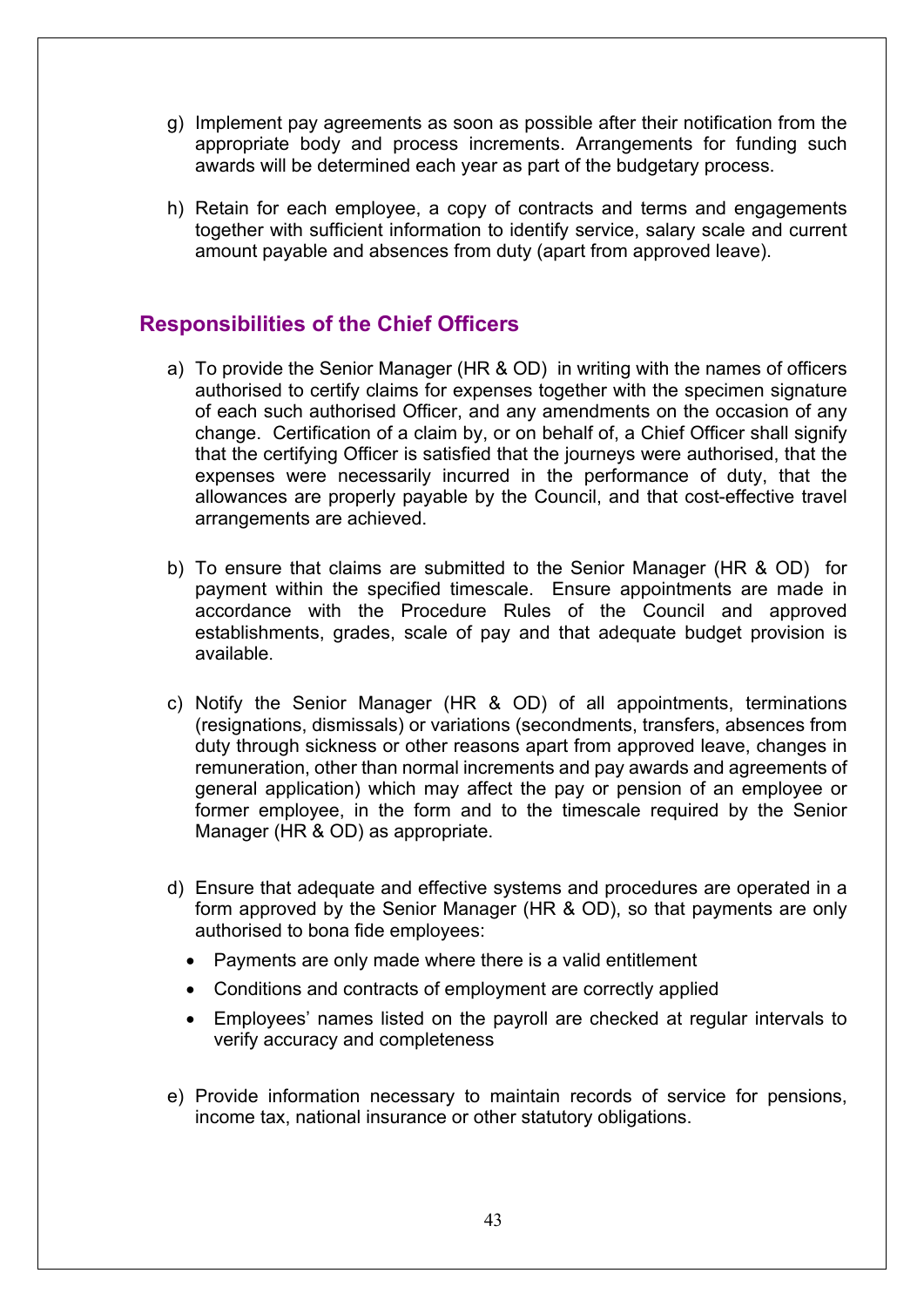g) Implement pay agreements as soon as possible after their notification from the appropriate body and process increments. Arrangements for funding such awards will be determined each year as part of the budgetary process.

h) Retain for each employee, a copy of contracts and terms and engagements together with sufficient information to identify service, salary scale and current amount payable and absences from duty (apart from approved leave).

## Responsibilities of the Chief Officers

a) To provide the Senior Manager (HR & OD) in writing with the names of officers authorised to certify claims for expenses together with the specimen signature of each such authorised Officer, and any amendments on the occasion of any change. Certification of a claim by, or on behalf of, a Chief Officer shall signify that the certifying Officer is satisfied that the journeys were authorised, that the expenses were necessarily incurred in the performance of duty, that the allowances are properly payable by the Council, and that cost-effective travel arrangements are achieved.

b) To ensure that claims are submitted to the Senior Manager (HR & OD) for payment within the specified timescale. Ensure appointments are made in accordance with the Procedure Rules of the Council and approved establishments, grades, scale of pay and that adequate budget provision is available.

c) Notify the Senior Manager (HR & OD) of all appointments, terminations (resignations, dismissals) or variations (secondments, transfers, absences from duty through sickness or other reasons apart from approved leave, changes in remuneration, other than normal increments and pay awards and agreements of general application) which may affect the pay or pension of an employee or former employee, in the form and to the timescale required by the Senior Manager (HR & OD) as appropriate.

d) Ensure that adequate and effective systems and procedures are operated in a form approved by the Senior Manager (HR & OD), so that payments are only authorised to bona fide employees:
   - Payments are only made where there is a valid entitlement
   - Conditions and contracts of employment are correctly applied
   - Employees' names listed on the payroll are checked at regular intervals to verify accuracy and completeness

e) Provide information necessary to maintain records of service for pensions, income tax, national insurance or other statutory obligations.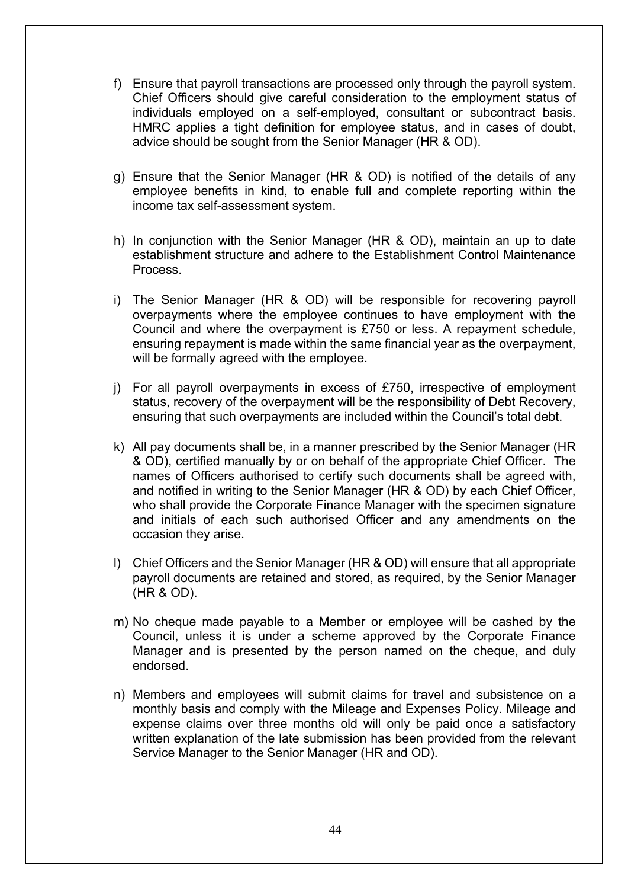f) Ensure that payroll transactions are processed only through the payroll system. Chief Officers should give careful consideration to the employment status of individuals employed on a self-employed, consultant or subcontract basis. HMRC applies a tight definition for employee status, and in cases of doubt, advice should be sought from the Senior Manager (HR & OD).

g) Ensure that the Senior Manager (HR & OD) is notified of the details of any employee benefits in kind, to enable full and complete reporting within the income tax self-assessment system.

h) In conjunction with the Senior Manager (HR & OD), maintain an up to date establishment structure and adhere to the Establishment Control Maintenance Process.

i) The Senior Manager (HR & OD) will be responsible for recovering payroll overpayments where the employee continues to have employment with the Council and where the overpayment is £750 or less. A repayment schedule, ensuring repayment is made within the same financial year as the overpayment, will be formally agreed with the employee.

j) For all payroll overpayments in excess of £750, irrespective of employment status, recovery of the overpayment will be the responsibility of Debt Recovery, ensuring that such overpayments are included within the Council's total debt.

k) All pay documents shall be, in a manner prescribed by the Senior Manager (HR & OD), certified manually by or on behalf of the appropriate Chief Officer. The names of Officers authorised to certify such documents shall be agreed with, and notified in writing to the Senior Manager (HR & OD) by each Chief Officer, who shall provide the Corporate Finance Manager with the specimen signature and initials of each such authorised Officer and any amendments on the occasion they arise.

l) Chief Officers and the Senior Manager (HR & OD) will ensure that all appropriate payroll documents are retained and stored, as required, by the Senior Manager (HR & OD).

m) No cheque made payable to a Member or employee will be cashed by the Council, unless it is under a scheme approved by the Corporate Finance Manager and is presented by the person named on the cheque, and duly endorsed.

n) Members and employees will submit claims for travel and subsistence on a monthly basis and comply with the Mileage and Expenses Policy. Mileage and expense claims over three months old will only be paid once a satisfactory written explanation of the late submission has been provided from the relevant Service Manager to the Senior Manager (HR and OD).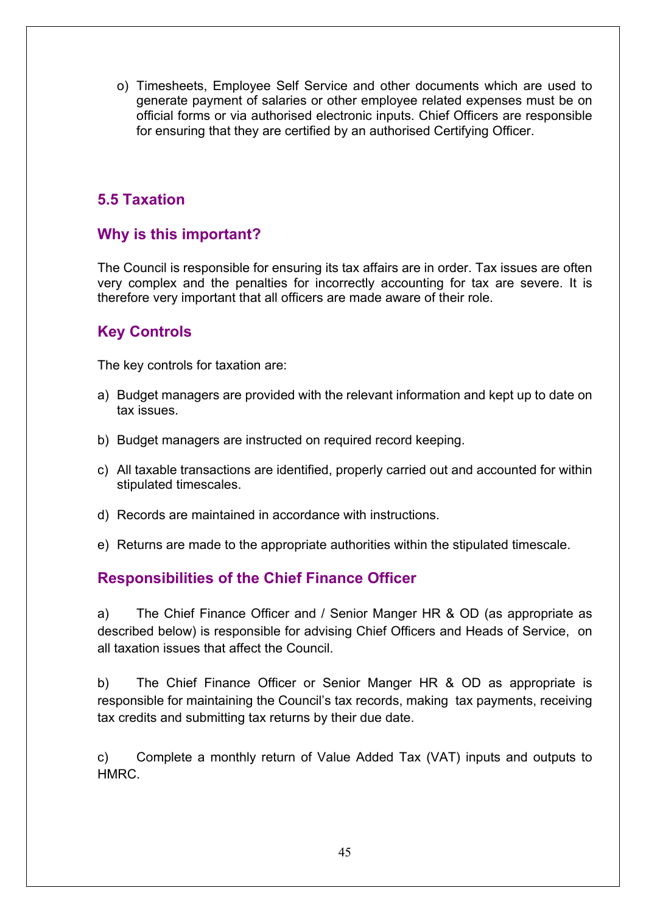o) Timesheets, Employee Self Service and other documents which are used to generate payment of salaries or other employee related expenses must be on official forms or via authorised electronic inputs. Chief Officers are responsible for ensuring that they are certified by an authorised Certifying Officer.

## 5.5 Taxation

### Why is this important?

The Council is responsible for ensuring its tax affairs are in order. Tax issues are often very complex and the penalties for incorrectly accounting for tax are severe. It is therefore very important that all officers are made aware of their role.

### Key Controls

The key controls for taxation are:

a) Budget managers are provided with the relevant information and kept up to date on tax issues.

b) Budget managers are instructed on required record keeping.

c) All taxable transactions are identified, properly carried out and accounted for within stipulated timescales.

d) Records are maintained in accordance with instructions.

e) Returns are made to the appropriate authorities within the stipulated timescale.

### Responsibilities of the Chief Finance Officer

a) The Chief Finance Officer and / Senior Manger HR & OD (as appropriate as described below) is responsible for advising Chief Officers and Heads of Service, on all taxation issues that affect the Council.

b) The Chief Finance Officer or Senior Manger HR & OD as appropriate is responsible for maintaining the Council's tax records, making tax payments, receiving tax credits and submitting tax returns by their due date.

c) Complete a monthly return of Value Added Tax (VAT) inputs and outputs to HMRC.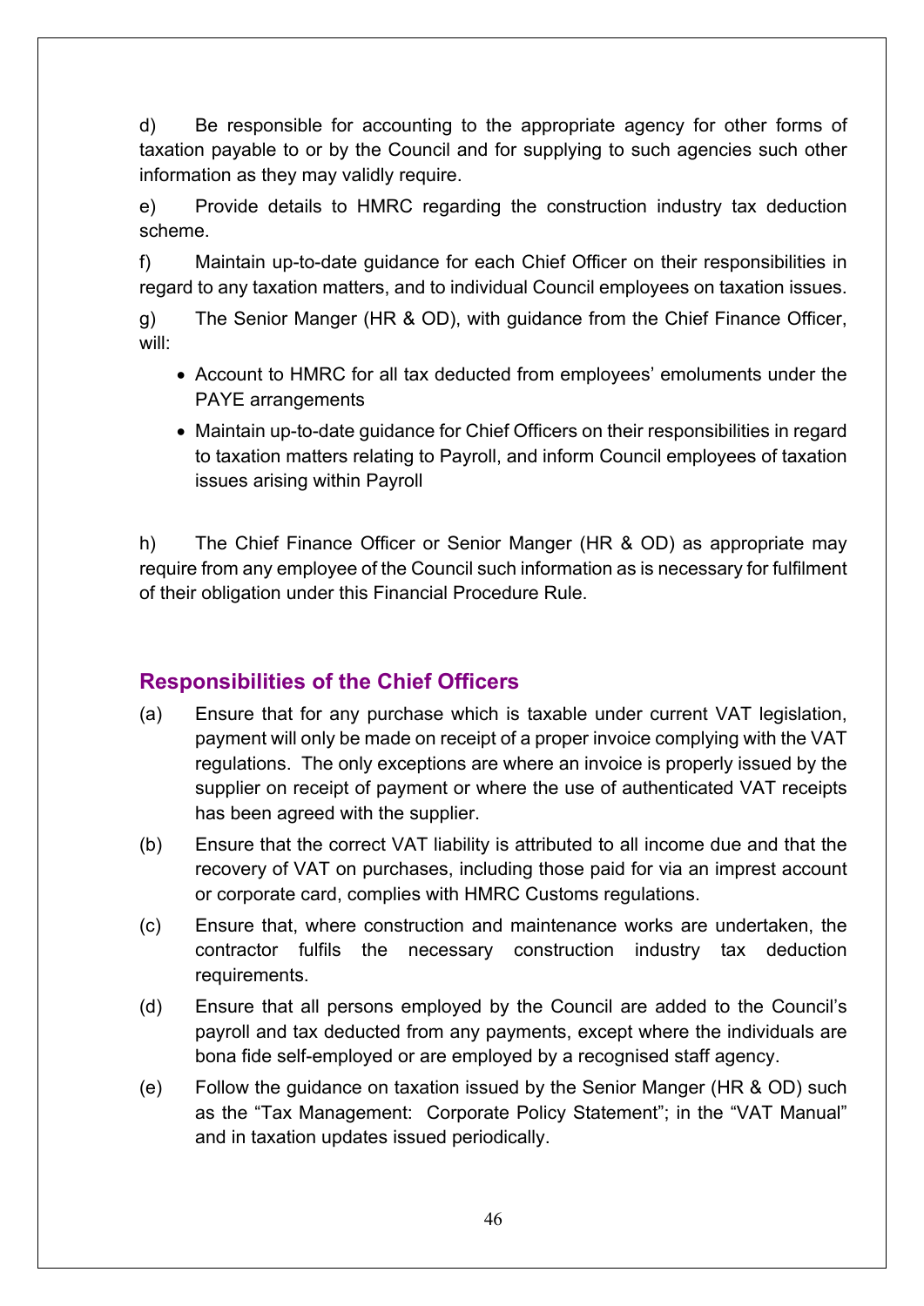d) Be responsible for accounting to the appropriate agency for other forms of taxation payable to or by the Council and for supplying to such agencies such other information as they may validly require.

e) Provide details to HMRC regarding the construction industry tax deduction scheme.

f) Maintain up-to-date guidance for each Chief Officer on their responsibilities in regard to any taxation matters, and to individual Council employees on taxation issues.

g) The Senior Manger (HR & OD), with guidance from the Chief Finance Officer, will:

- Account to HMRC for all tax deducted from employees' emoluments under the PAYE arrangements
- Maintain up-to-date guidance for Chief Officers on their responsibilities in regard to taxation matters relating to Payroll, and inform Council employees of taxation issues arising within Payroll

h) The Chief Finance Officer or Senior Manger (HR & OD) as appropriate may require from any employee of the Council such information as is necessary for fulfilment of their obligation under this Financial Procedure Rule.

## Responsibilities of the Chief Officers

(a) Ensure that for any purchase which is taxable under current VAT legislation, payment will only be made on receipt of a proper invoice complying with the VAT regulations. The only exceptions are where an invoice is properly issued by the supplier on receipt of payment or where the use of authenticated VAT receipts has been agreed with the supplier.

(b) Ensure that the correct VAT liability is attributed to all income due and that the recovery of VAT on purchases, including those paid for via an imprest account or corporate card, complies with HMRC Customs regulations.

(c) Ensure that, where construction and maintenance works are undertaken, the contractor fulfils the necessary construction industry tax deduction requirements.

(d) Ensure that all persons employed by the Council are added to the Council's payroll and tax deducted from any payments, except where the individuals are bona fide self-employed or are employed by a recognised staff agency.

(e) Follow the guidance on taxation issued by the Senior Manger (HR & OD) such as the "Tax Management: Corporate Policy Statement"; in the "VAT Manual" and in taxation updates issued periodically.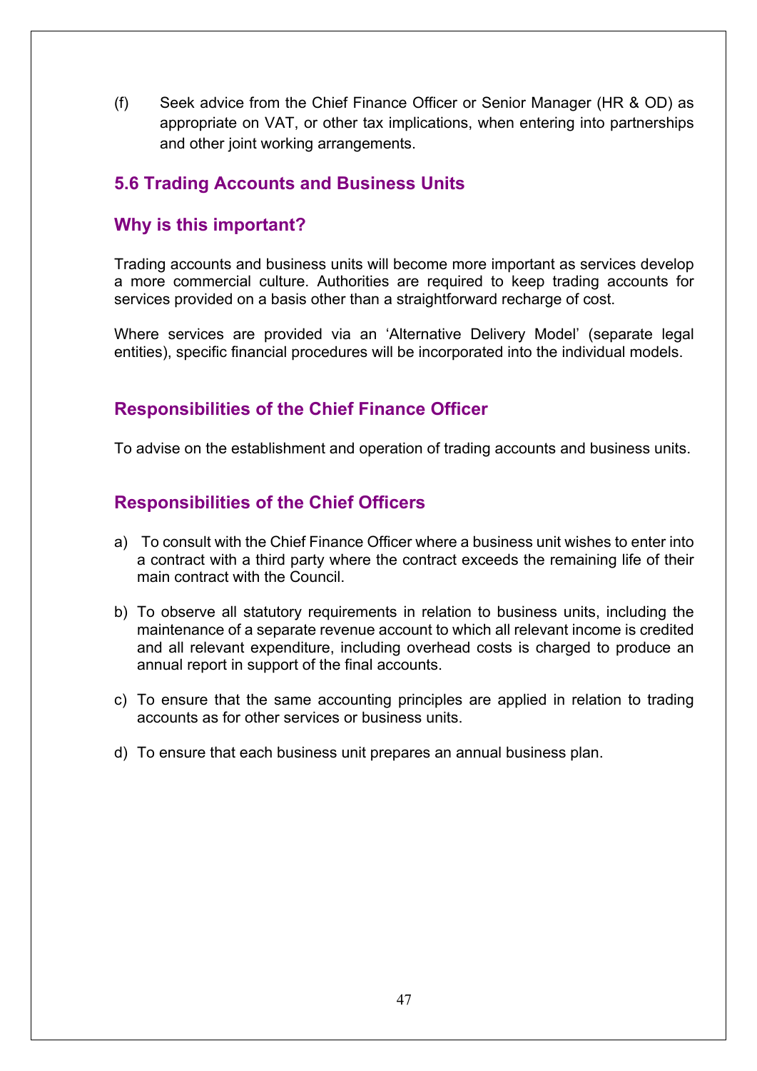(f) Seek advice from the Chief Finance Officer or Senior Manager (HR & OD) as appropriate on VAT, or other tax implications, when entering into partnerships and other joint working arrangements.

## 5.6 Trading Accounts and Business Units

### Why is this important?

Trading accounts and business units will become more important as services develop a more commercial culture. Authorities are required to keep trading accounts for services provided on a basis other than a straightforward recharge of cost.

Where services are provided via an 'Alternative Delivery Model' (separate legal entities), specific financial procedures will be incorporated into the individual models.

### Responsibilities of the Chief Finance Officer

To advise on the establishment and operation of trading accounts and business units.

### Responsibilities of the Chief Officers

a) To consult with the Chief Finance Officer where a business unit wishes to enter into a contract with a third party where the contract exceeds the remaining life of their main contract with the Council.

b) To observe all statutory requirements in relation to business units, including the maintenance of a separate revenue account to which all relevant income is credited and all relevant expenditure, including overhead costs is charged to produce an annual report in support of the final accounts.

c) To ensure that the same accounting principles are applied in relation to trading accounts as for other services or business units.

d) To ensure that each business unit prepares an annual business plan.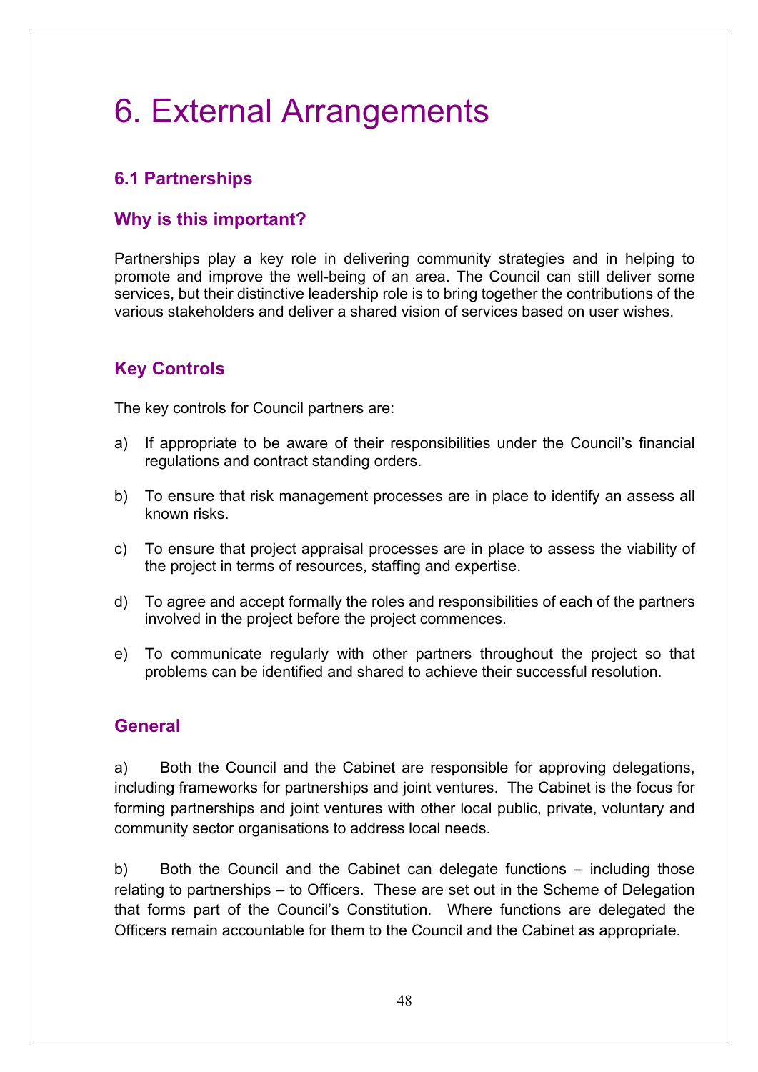# 6. External Arrangements

## 6.1 Partnerships

## Why is this important?

Partnerships play a key role in delivering community strategies and in helping to promote and improve the well-being of an area. The Council can still deliver some services, but their distinctive leadership role is to bring together the contributions of the various stakeholders and deliver a shared vision of services based on user wishes.

## Key Controls

The key controls for Council partners are:

a) If appropriate to be aware of their responsibilities under the Council's financial regulations and contract standing orders.

b) To ensure that risk management processes are in place to identify an assess all known risks.

c) To ensure that project appraisal processes are in place to assess the viability of the project in terms of resources, staffing and expertise.

d) To agree and accept formally the roles and responsibilities of each of the partners involved in the project before the project commences.

e) To communicate regularly with other partners throughout the project so that problems can be identified and shared to achieve their successful resolution.

## General

a) Both the Council and the Cabinet are responsible for approving delegations, including frameworks for partnerships and joint ventures. The Cabinet is the focus for forming partnerships and joint ventures with other local public, private, voluntary and community sector organisations to address local needs.

b) Both the Council and the Cabinet can delegate functions – including those relating to partnerships – to Officers. These are set out in the Scheme of Delegation that forms part of the Council's Constitution. Where functions are delegated the Officers remain accountable for them to the Council and the Cabinet as appropriate.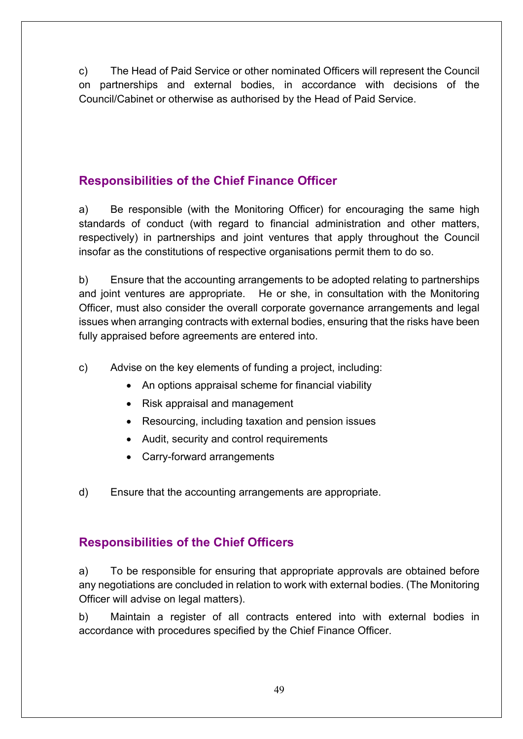c) The Head of Paid Service or other nominated Officers will represent the Council on partnerships and external bodies, in accordance with decisions of the Council/Cabinet or otherwise as authorised by the Head of Paid Service.

## Responsibilities of the Chief Finance Officer

a) Be responsible (with the Monitoring Officer) for encouraging the same high standards of conduct (with regard to financial administration and other matters, respectively) in partnerships and joint ventures that apply throughout the Council insofar as the constitutions of respective organisations permit them to do so.

b) Ensure that the accounting arrangements to be adopted relating to partnerships and joint ventures are appropriate. He or she, in consultation with the Monitoring Officer, must also consider the overall corporate governance arrangements and legal issues when arranging contracts with external bodies, ensuring that the risks have been fully appraised before agreements are entered into.

c) Advise on the key elements of funding a project, including:

- An options appraisal scheme for financial viability
- Risk appraisal and management
- Resourcing, including taxation and pension issues
- Audit, security and control requirements
- Carry-forward arrangements

d) Ensure that the accounting arrangements are appropriate.

## Responsibilities of the Chief Officers

a) To be responsible for ensuring that appropriate approvals are obtained before any negotiations are concluded in relation to work with external bodies. (The Monitoring Officer will advise on legal matters).

b) Maintain a register of all contracts entered into with external bodies in accordance with procedures specified by the Chief Finance Officer.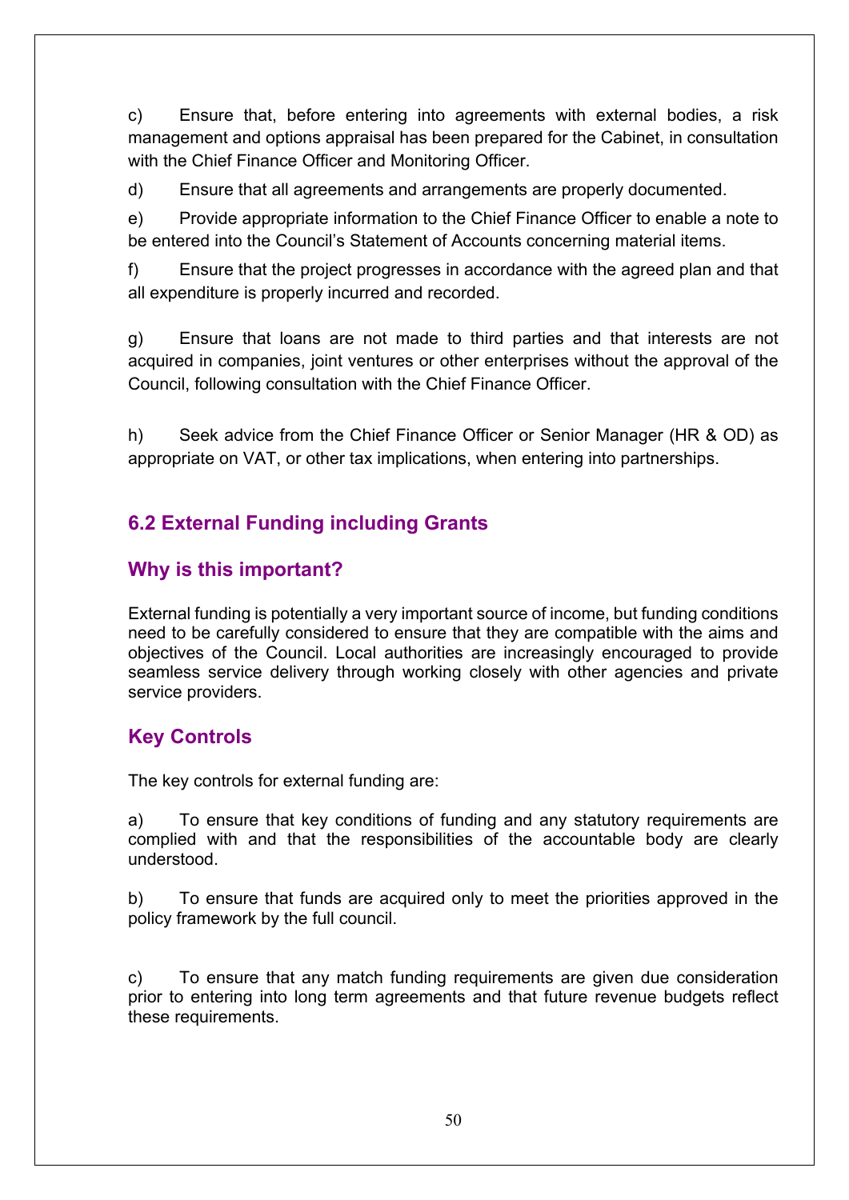c) Ensure that, before entering into agreements with external bodies, a risk management and options appraisal has been prepared for the Cabinet, in consultation with the Chief Finance Officer and Monitoring Officer.

d) Ensure that all agreements and arrangements are properly documented.

e) Provide appropriate information to the Chief Finance Officer to enable a note to be entered into the Council's Statement of Accounts concerning material items.

f) Ensure that the project progresses in accordance with the agreed plan and that all expenditure is properly incurred and recorded.

g) Ensure that loans are not made to third parties and that interests are not acquired in companies, joint ventures or other enterprises without the approval of the Council, following consultation with the Chief Finance Officer.

h) Seek advice from the Chief Finance Officer or Senior Manager (HR & OD) as appropriate on VAT, or other tax implications, when entering into partnerships.

## 6.2 External Funding including Grants

### Why is this important?

External funding is potentially a very important source of income, but funding conditions need to be carefully considered to ensure that they are compatible with the aims and objectives of the Council. Local authorities are increasingly encouraged to provide seamless service delivery through working closely with other agencies and private service providers.

### Key Controls

The key controls for external funding are:

a) To ensure that key conditions of funding and any statutory requirements are complied with and that the responsibilities of the accountable body are clearly understood.

b) To ensure that funds are acquired only to meet the priorities approved in the policy framework by the full council.

c) To ensure that any match funding requirements are given due consideration prior to entering into long term agreements and that future revenue budgets reflect these requirements.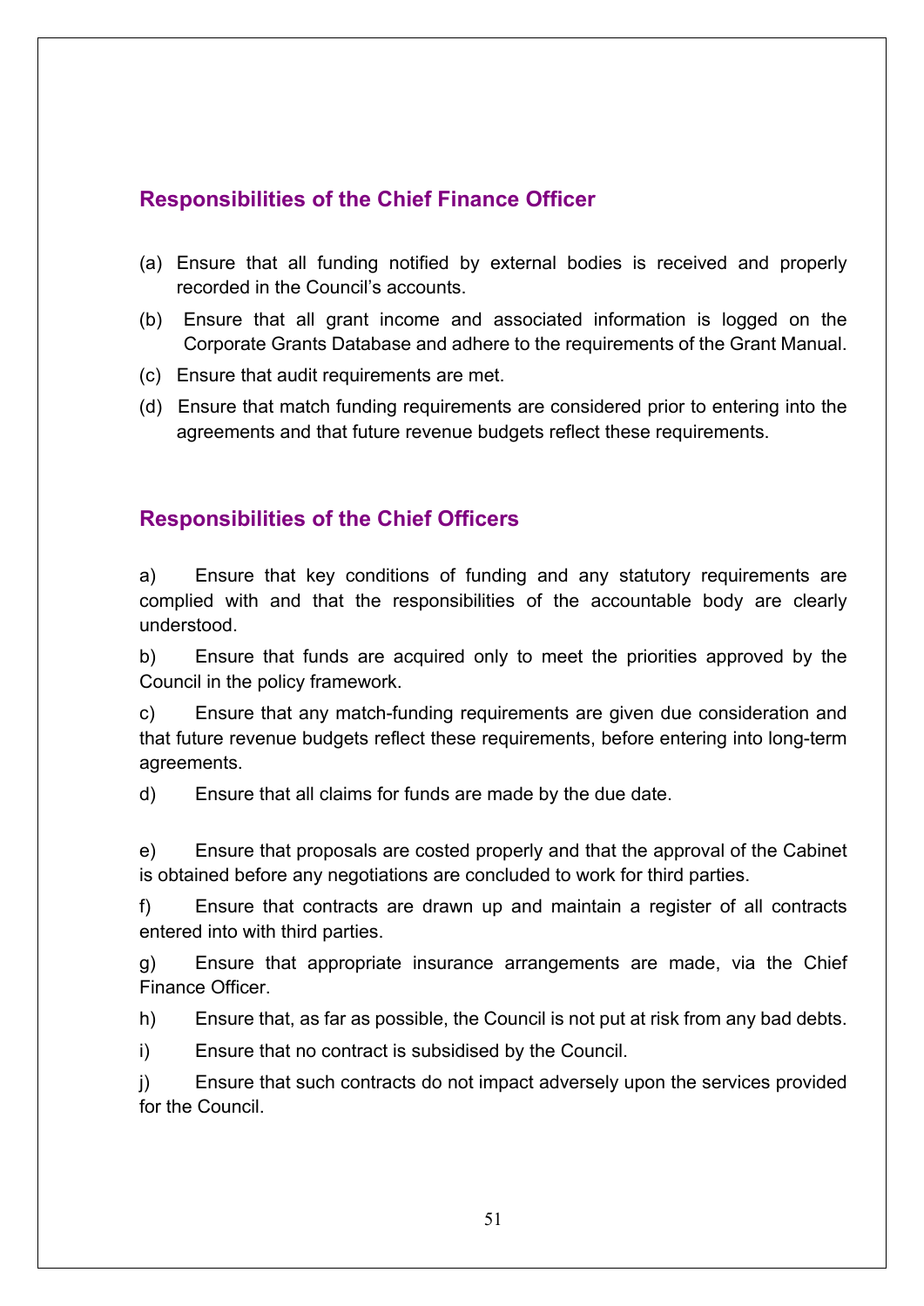## Responsibilities of the Chief Finance Officer

(a) Ensure that all funding notified by external bodies is received and properly recorded in the Council's accounts.

(b) Ensure that all grant income and associated information is logged on the Corporate Grants Database and adhere to the requirements of the Grant Manual.

(c) Ensure that audit requirements are met.

(d) Ensure that match funding requirements are considered prior to entering into the agreements and that future revenue budgets reflect these requirements.

## Responsibilities of the Chief Officers

a) Ensure that key conditions of funding and any statutory requirements are complied with and that the responsibilities of the accountable body are clearly understood.

b) Ensure that funds are acquired only to meet the priorities approved by the Council in the policy framework.

c) Ensure that any match-funding requirements are given due consideration and that future revenue budgets reflect these requirements, before entering into long-term agreements.

d) Ensure that all claims for funds are made by the due date.

e) Ensure that proposals are costed properly and that the approval of the Cabinet is obtained before any negotiations are concluded to work for third parties.

f) Ensure that contracts are drawn up and maintain a register of all contracts entered into with third parties.

g) Ensure that appropriate insurance arrangements are made, via the Chief Finance Officer.

h) Ensure that, as far as possible, the Council is not put at risk from any bad debts.

i) Ensure that no contract is subsidised by the Council.

j) Ensure that such contracts do not impact adversely upon the services provided for the Council.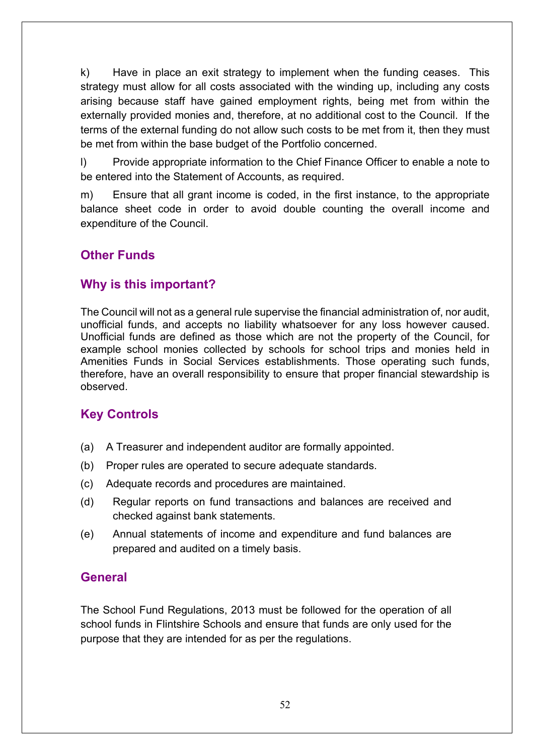k) Have in place an exit strategy to implement when the funding ceases. This strategy must allow for all costs associated with the winding up, including any costs arising because staff have gained employment rights, being met from within the externally provided monies and, therefore, at no additional cost to the Council. If the terms of the external funding do not allow such costs to be met from it, then they must be met from within the base budget of the Portfolio concerned.

l) Provide appropriate information to the Chief Finance Officer to enable a note to be entered into the Statement of Accounts, as required.

m) Ensure that all grant income is coded, in the first instance, to the appropriate balance sheet code in order to avoid double counting the overall income and expenditure of the Council.

## Other Funds

## Why is this important?

The Council will not as a general rule supervise the financial administration of, nor audit, unofficial funds, and accepts no liability whatsoever for any loss however caused. Unofficial funds are defined as those which are not the property of the Council, for example school monies collected by schools for school trips and monies held in Amenities Funds in Social Services establishments. Those operating such funds, therefore, have an overall responsibility to ensure that proper financial stewardship is observed.

## Key Controls

(a) A Treasurer and independent auditor are formally appointed.

(b) Proper rules are operated to secure adequate standards.

(c) Adequate records and procedures are maintained.

(d) Regular reports on fund transactions and balances are received and checked against bank statements.

(e) Annual statements of income and expenditure and fund balances are prepared and audited on a timely basis.

## General

The School Fund Regulations, 2013 must be followed for the operation of all school funds in Flintshire Schools and ensure that funds are only used for the purpose that they are intended for as per the regulations.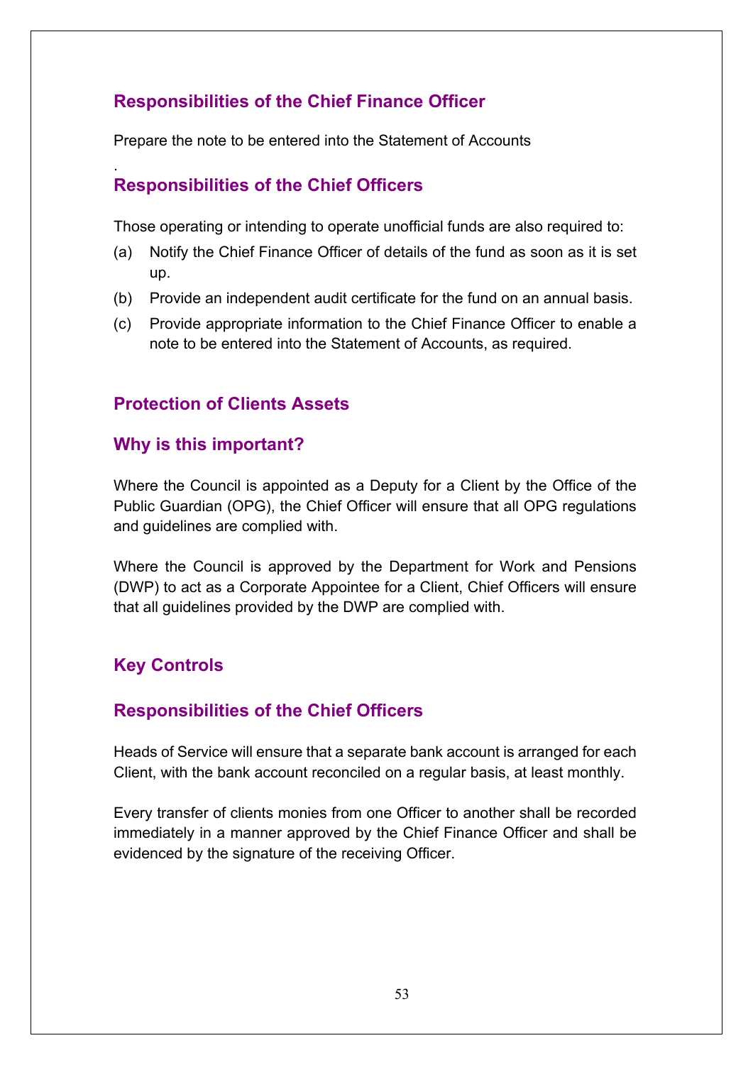## Responsibilities of the Chief Finance Officer

Prepare the note to be entered into the Statement of Accounts

.

## Responsibilities of the Chief Officers

Those operating or intending to operate unofficial funds are also required to:

(a) Notify the Chief Finance Officer of details of the fund as soon as it is set up.

(b) Provide an independent audit certificate for the fund on an annual basis.

(c) Provide appropriate information to the Chief Finance Officer to enable a note to be entered into the Statement of Accounts, as required.

## Protection of Clients Assets

## Why is this important?

Where the Council is appointed as a Deputy for a Client by the Office of the Public Guardian (OPG), the Chief Officer will ensure that all OPG regulations and guidelines are complied with.

Where the Council is approved by the Department for Work and Pensions (DWP) to act as a Corporate Appointee for a Client, Chief Officers will ensure that all guidelines provided by the DWP are complied with.

## Key Controls

## Responsibilities of the Chief Officers

Heads of Service will ensure that a separate bank account is arranged for each Client, with the bank account reconciled on a regular basis, at least monthly.

Every transfer of clients monies from one Officer to another shall be recorded immediately in a manner approved by the Chief Finance Officer and shall be evidenced by the signature of the receiving Officer.